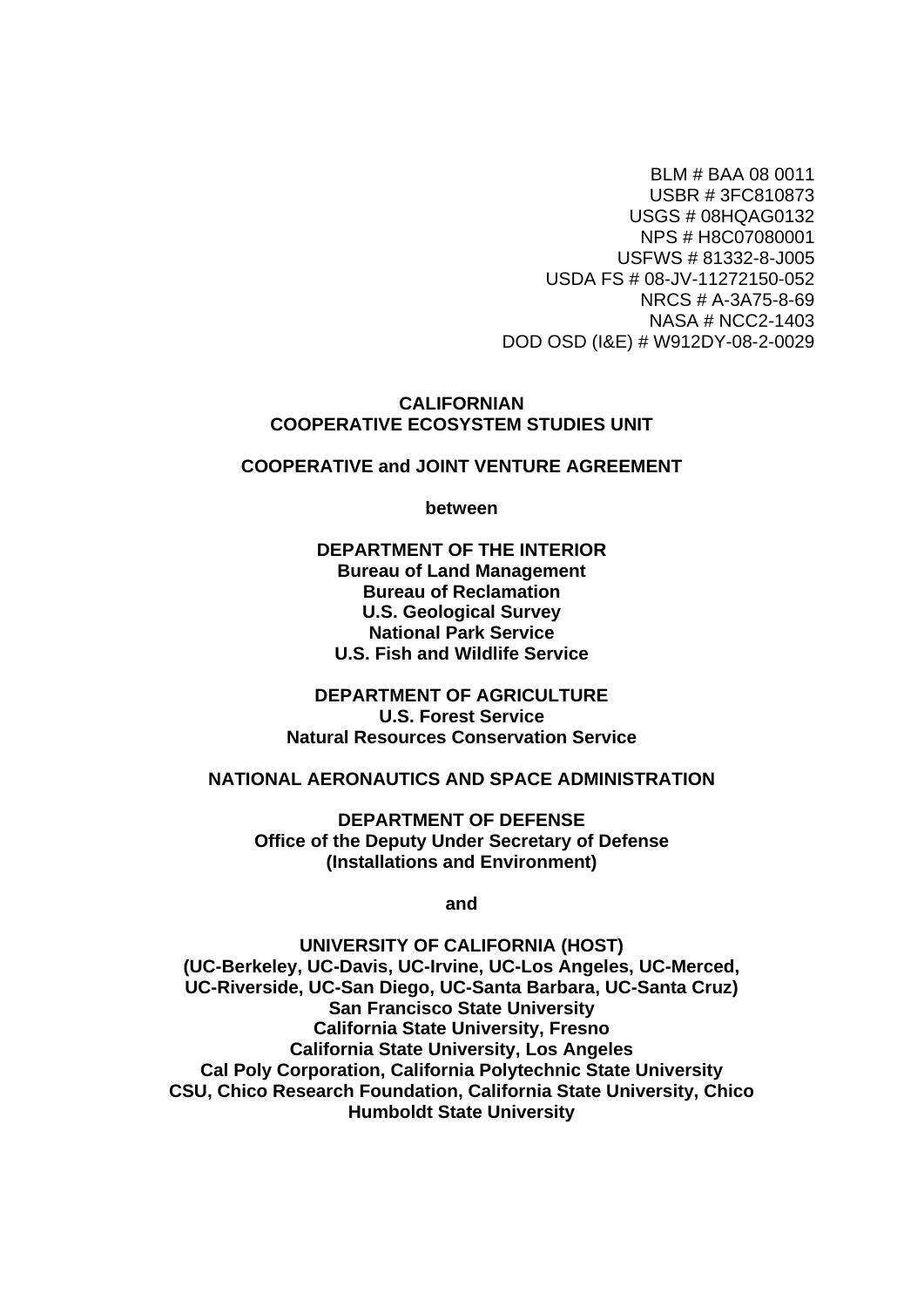BLM # BAA 08 0011
USBR # 3FC810873
USGS # 08HQAG0132
NPS # H8C07080001
USFWS # 81332-8-J005
USDA FS # 08-JV-11272150-052
NRCS # A-3A75-8-69
NASA # NCC2-1403
DOD OSD (I&E) # W912DY-08-2-0029

# CALIFORNIAN COOPERATIVE ECOSYSTEM STUDIES UNIT

## COOPERATIVE and JOINT VENTURE AGREEMENT

**between**

**DEPARTMENT OF THE INTERIOR**
**Bureau of Land Management**
**Bureau of Reclamation**
**U.S. Geological Survey**
**National Park Service**
**U.S. Fish and Wildlife Service**

**DEPARTMENT OF AGRICULTURE**
**U.S. Forest Service**
**Natural Resources Conservation Service**

**NATIONAL AERONAUTICS AND SPACE ADMINISTRATION**

**DEPARTMENT OF DEFENSE**
**Office of the Deputy Under Secretary of Defense**
**(Installations and Environment)**

**and**

**UNIVERSITY OF CALIFORNIA (HOST)**
**(UC-Berkeley, UC-Davis, UC-Irvine, UC-Los Angeles, UC-Merced, UC-Riverside, UC-San Diego, UC-Santa Barbara, UC-Santa Cruz)**
**San Francisco State University**
**California State University, Fresno**
**California State University, Los Angeles**
**Cal Poly Corporation, California Polytechnic State University**
**CSU, Chico Research Foundation, California State University, Chico**
**Humboldt State University**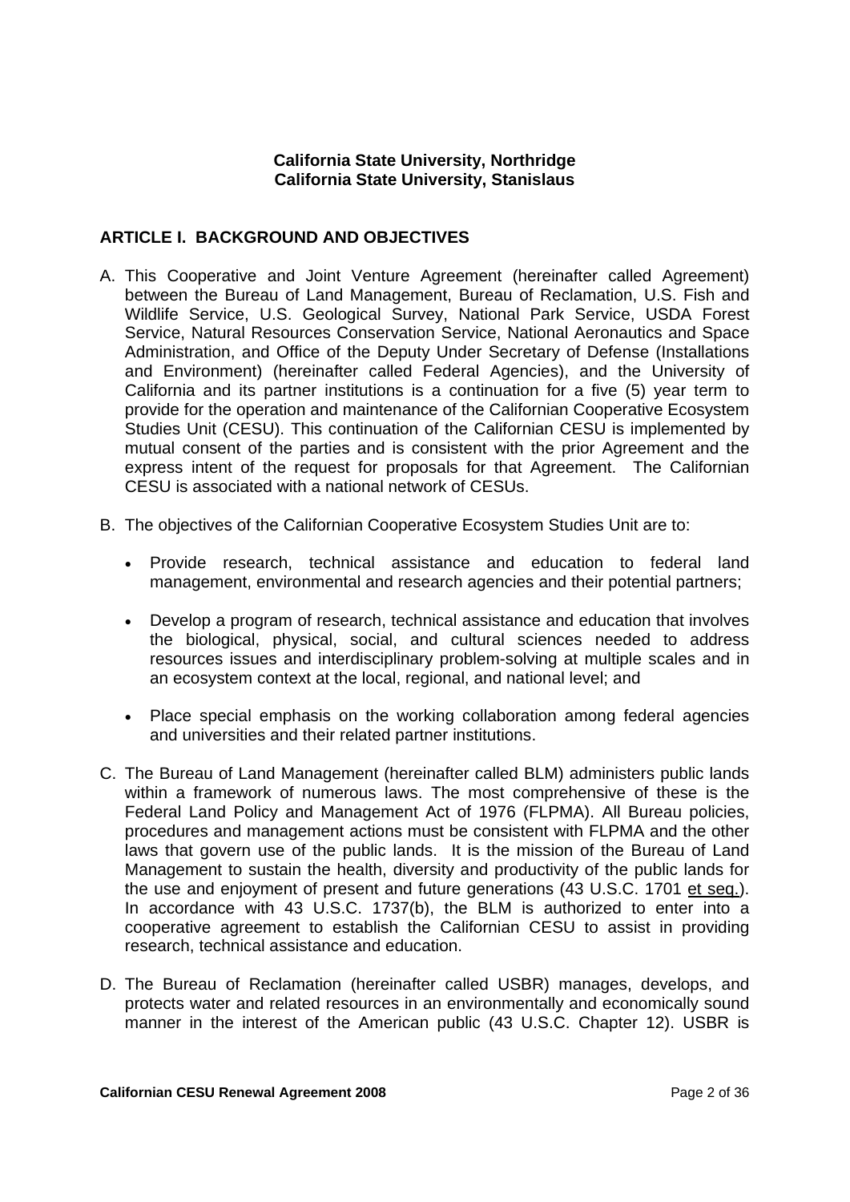**California State University, Northridge**
**California State University, Stanislaus**

## ARTICLE I. BACKGROUND AND OBJECTIVES

A. This Cooperative and Joint Venture Agreement (hereinafter called Agreement) between the Bureau of Land Management, Bureau of Reclamation, U.S. Fish and Wildlife Service, U.S. Geological Survey, National Park Service, USDA Forest Service, Natural Resources Conservation Service, National Aeronautics and Space Administration, and Office of the Deputy Under Secretary of Defense (Installations and Environment) (hereinafter called Federal Agencies), and the University of California and its partner institutions is a continuation for a five (5) year term to provide for the operation and maintenance of the Californian Cooperative Ecosystem Studies Unit (CESU). This continuation of the Californian CESU is implemented by mutual consent of the parties and is consistent with the prior Agreement and the express intent of the request for proposals for that Agreement. The Californian CESU is associated with a national network of CESUs.

B. The objectives of the Californian Cooperative Ecosystem Studies Unit are to:

- Provide research, technical assistance and education to federal land management, environmental and research agencies and their potential partners;

- Develop a program of research, technical assistance and education that involves the biological, physical, social, and cultural sciences needed to address resources issues and interdisciplinary problem-solving at multiple scales and in an ecosystem context at the local, regional, and national level; and

- Place special emphasis on the working collaboration among federal agencies and universities and their related partner institutions.

C. The Bureau of Land Management (hereinafter called BLM) administers public lands within a framework of numerous laws. The most comprehensive of these is the Federal Land Policy and Management Act of 1976 (FLPMA). All Bureau policies, procedures and management actions must be consistent with FLPMA and the other laws that govern use of the public lands. It is the mission of the Bureau of Land Management to sustain the health, diversity and productivity of the public lands for the use and enjoyment of present and future generations (43 U.S.C. 1701 et seq.). In accordance with 43 U.S.C. 1737(b), the BLM is authorized to enter into a cooperative agreement to establish the Californian CESU to assist in providing research, technical assistance and education.

D. The Bureau of Reclamation (hereinafter called USBR) manages, develops, and protects water and related resources in an environmentally and economically sound manner in the interest of the American public (43 U.S.C. Chapter 12). USBR is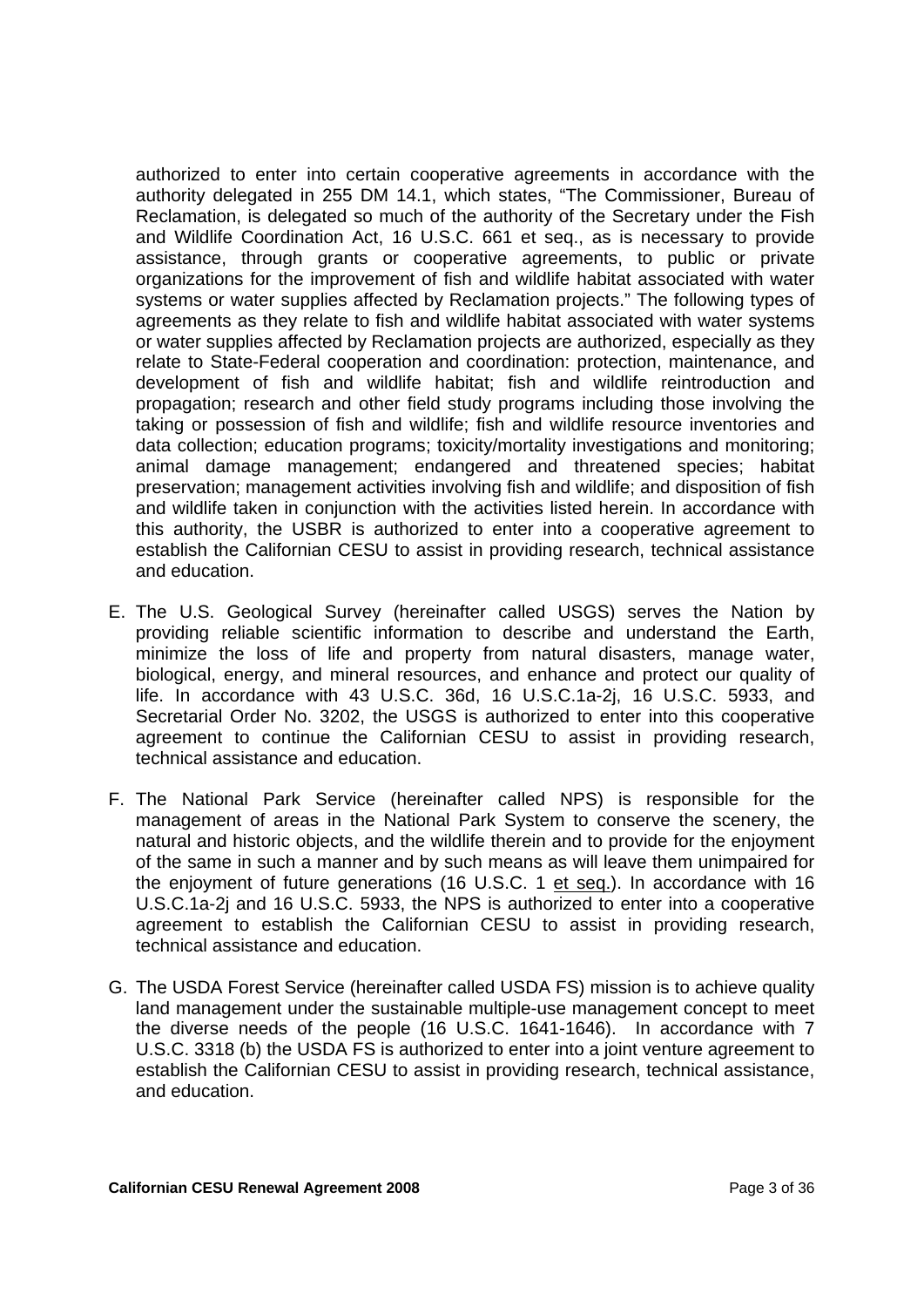authorized to enter into certain cooperative agreements in accordance with the authority delegated in 255 DM 14.1, which states, "The Commissioner, Bureau of Reclamation, is delegated so much of the authority of the Secretary under the Fish and Wildlife Coordination Act, 16 U.S.C. 661 et seq., as is necessary to provide assistance, through grants or cooperative agreements, to public or private organizations for the improvement of fish and wildlife habitat associated with water systems or water supplies affected by Reclamation projects." The following types of agreements as they relate to fish and wildlife habitat associated with water systems or water supplies affected by Reclamation projects are authorized, especially as they relate to State-Federal cooperation and coordination: protection, maintenance, and development of fish and wildlife habitat; fish and wildlife reintroduction and propagation; research and other field study programs including those involving the taking or possession of fish and wildlife; fish and wildlife resource inventories and data collection; education programs; toxicity/mortality investigations and monitoring; animal damage management; endangered and threatened species; habitat preservation; management activities involving fish and wildlife; and disposition of fish and wildlife taken in conjunction with the activities listed herein. In accordance with this authority, the USBR is authorized to enter into a cooperative agreement to establish the Californian CESU to assist in providing research, technical assistance and education.

E. The U.S. Geological Survey (hereinafter called USGS) serves the Nation by providing reliable scientific information to describe and understand the Earth, minimize the loss of life and property from natural disasters, manage water, biological, energy, and mineral resources, and enhance and protect our quality of life. In accordance with 43 U.S.C. 36d, 16 U.S.C.1a-2j, 16 U.S.C. 5933, and Secretarial Order No. 3202, the USGS is authorized to enter into this cooperative agreement to continue the Californian CESU to assist in providing research, technical assistance and education.

F. The National Park Service (hereinafter called NPS) is responsible for the management of areas in the National Park System to conserve the scenery, the natural and historic objects, and the wildlife therein and to provide for the enjoyment of the same in such a manner and by such means as will leave them unimpaired for the enjoyment of future generations (16 U.S.C. 1 et seq.). In accordance with 16 U.S.C.1a-2j and 16 U.S.C. 5933, the NPS is authorized to enter into a cooperative agreement to establish the Californian CESU to assist in providing research, technical assistance and education.

G. The USDA Forest Service (hereinafter called USDA FS) mission is to achieve quality land management under the sustainable multiple-use management concept to meet the diverse needs of the people (16 U.S.C. 1641-1646). In accordance with 7 U.S.C. 3318 (b) the USDA FS is authorized to enter into a joint venture agreement to establish the Californian CESU to assist in providing research, technical assistance, and education.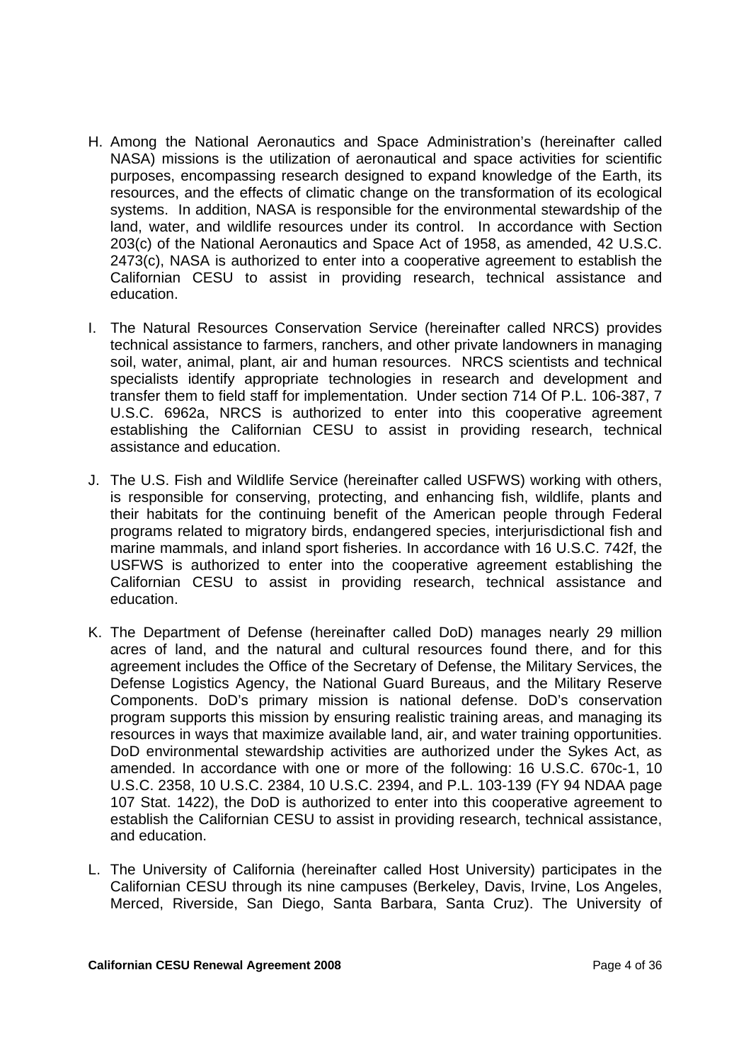H. Among the National Aeronautics and Space Administration's (hereinafter called NASA) missions is the utilization of aeronautical and space activities for scientific purposes, encompassing research designed to expand knowledge of the Earth, its resources, and the effects of climatic change on the transformation of its ecological systems. In addition, NASA is responsible for the environmental stewardship of the land, water, and wildlife resources under its control. In accordance with Section 203(c) of the National Aeronautics and Space Act of 1958, as amended, 42 U.S.C. 2473(c), NASA is authorized to enter into a cooperative agreement to establish the Californian CESU to assist in providing research, technical assistance and education.

I. The Natural Resources Conservation Service (hereinafter called NRCS) provides technical assistance to farmers, ranchers, and other private landowners in managing soil, water, animal, plant, air and human resources. NRCS scientists and technical specialists identify appropriate technologies in research and development and transfer them to field staff for implementation. Under section 714 Of P.L. 106-387, 7 U.S.C. 6962a, NRCS is authorized to enter into this cooperative agreement establishing the Californian CESU to assist in providing research, technical assistance and education.

J. The U.S. Fish and Wildlife Service (hereinafter called USFWS) working with others, is responsible for conserving, protecting, and enhancing fish, wildlife, plants and their habitats for the continuing benefit of the American people through Federal programs related to migratory birds, endangered species, interjurisdictional fish and marine mammals, and inland sport fisheries. In accordance with 16 U.S.C. 742f, the USFWS is authorized to enter into the cooperative agreement establishing the Californian CESU to assist in providing research, technical assistance and education.

K. The Department of Defense (hereinafter called DoD) manages nearly 29 million acres of land, and the natural and cultural resources found there, and for this agreement includes the Office of the Secretary of Defense, the Military Services, the Defense Logistics Agency, the National Guard Bureaus, and the Military Reserve Components. DoD's primary mission is national defense. DoD's conservation program supports this mission by ensuring realistic training areas, and managing its resources in ways that maximize available land, air, and water training opportunities. DoD environmental stewardship activities are authorized under the Sykes Act, as amended. In accordance with one or more of the following: 16 U.S.C. 670c-1, 10 U.S.C. 2358, 10 U.S.C. 2384, 10 U.S.C. 2394, and P.L. 103-139 (FY 94 NDAA page 107 Stat. 1422), the DoD is authorized to enter into this cooperative agreement to establish the Californian CESU to assist in providing research, technical assistance, and education.

L. The University of California (hereinafter called Host University) participates in the Californian CESU through its nine campuses (Berkeley, Davis, Irvine, Los Angeles, Merced, Riverside, San Diego, Santa Barbara, Santa Cruz). The University of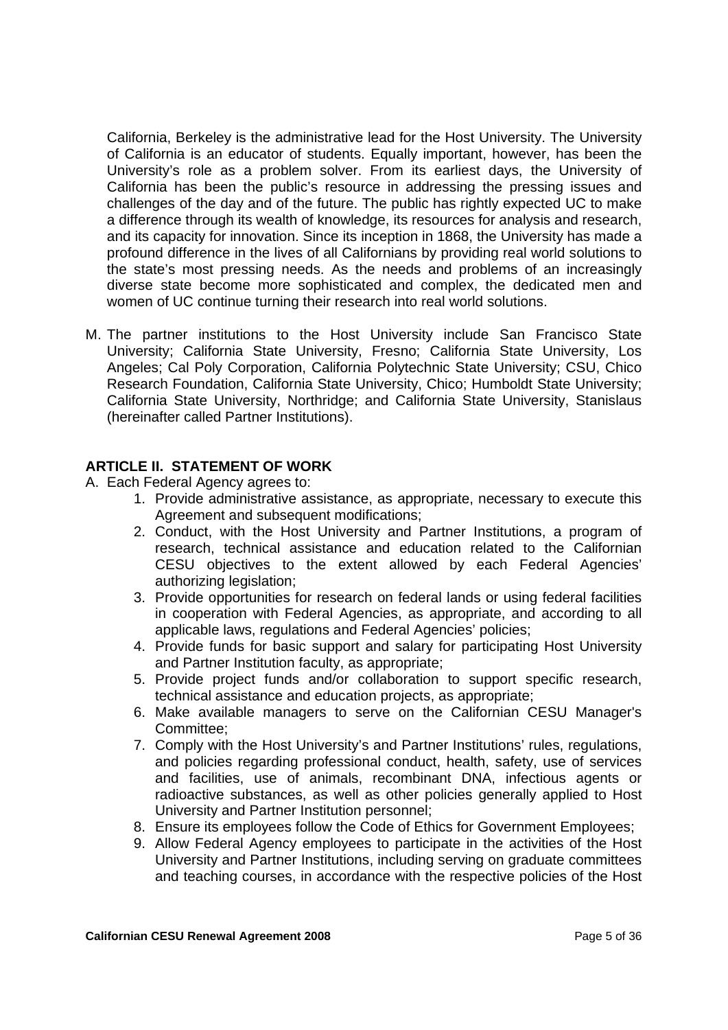California, Berkeley is the administrative lead for the Host University. The University of California is an educator of students. Equally important, however, has been the University's role as a problem solver. From its earliest days, the University of California has been the public's resource in addressing the pressing issues and challenges of the day and of the future. The public has rightly expected UC to make a difference through its wealth of knowledge, its resources for analysis and research, and its capacity for innovation. Since its inception in 1868, the University has made a profound difference in the lives of all Californians by providing real world solutions to the state's most pressing needs. As the needs and problems of an increasingly diverse state become more sophisticated and complex, the dedicated men and women of UC continue turning their research into real world solutions.

M. The partner institutions to the Host University include San Francisco State University; California State University, Fresno; California State University, Los Angeles; Cal Poly Corporation, California Polytechnic State University; CSU, Chico Research Foundation, California State University, Chico; Humboldt State University; California State University, Northridge; and California State University, Stanislaus (hereinafter called Partner Institutions).

## ARTICLE II. STATEMENT OF WORK

A. Each Federal Agency agrees to:

1. Provide administrative assistance, as appropriate, necessary to execute this Agreement and subsequent modifications;
2. Conduct, with the Host University and Partner Institutions, a program of research, technical assistance and education related to the Californian CESU objectives to the extent allowed by each Federal Agencies' authorizing legislation;
3. Provide opportunities for research on federal lands or using federal facilities in cooperation with Federal Agencies, as appropriate, and according to all applicable laws, regulations and Federal Agencies' policies;
4. Provide funds for basic support and salary for participating Host University and Partner Institution faculty, as appropriate;
5. Provide project funds and/or collaboration to support specific research, technical assistance and education projects, as appropriate;
6. Make available managers to serve on the Californian CESU Manager's Committee;
7. Comply with the Host University's and Partner Institutions' rules, regulations, and policies regarding professional conduct, health, safety, use of services and facilities, use of animals, recombinant DNA, infectious agents or radioactive substances, as well as other policies generally applied to Host University and Partner Institution personnel;
8. Ensure its employees follow the Code of Ethics for Government Employees;
9. Allow Federal Agency employees to participate in the activities of the Host University and Partner Institutions, including serving on graduate committees and teaching courses, in accordance with the respective policies of the Host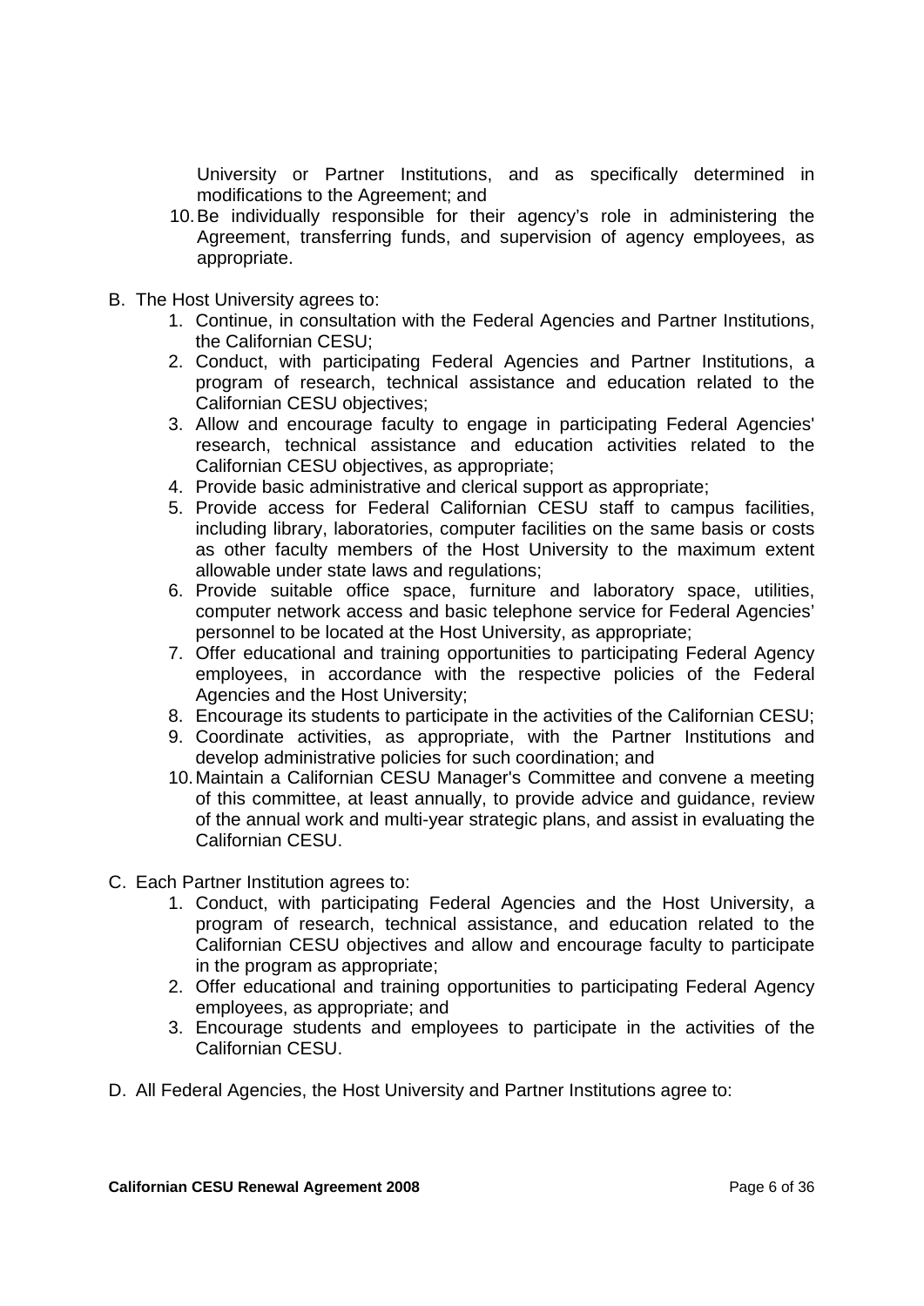University or Partner Institutions, and as specifically determined in modifications to the Agreement; and

10. Be individually responsible for their agency's role in administering the Agreement, transferring funds, and supervision of agency employees, as appropriate.

B. The Host University agrees to:
   1. Continue, in consultation with the Federal Agencies and Partner Institutions, the Californian CESU;
   2. Conduct, with participating Federal Agencies and Partner Institutions, a program of research, technical assistance and education related to the Californian CESU objectives;
   3. Allow and encourage faculty to engage in participating Federal Agencies' research, technical assistance and education activities related to the Californian CESU objectives, as appropriate;
   4. Provide basic administrative and clerical support as appropriate;
   5. Provide access for Federal Californian CESU staff to campus facilities, including library, laboratories, computer facilities on the same basis or costs as other faculty members of the Host University to the maximum extent allowable under state laws and regulations;
   6. Provide suitable office space, furniture and laboratory space, utilities, computer network access and basic telephone service for Federal Agencies' personnel to be located at the Host University, as appropriate;
   7. Offer educational and training opportunities to participating Federal Agency employees, in accordance with the respective policies of the Federal Agencies and the Host University;
   8. Encourage its students to participate in the activities of the Californian CESU;
   9. Coordinate activities, as appropriate, with the Partner Institutions and develop administrative policies for such coordination; and
   10. Maintain a Californian CESU Manager's Committee and convene a meeting of this committee, at least annually, to provide advice and guidance, review of the annual work and multi-year strategic plans, and assist in evaluating the Californian CESU.

C. Each Partner Institution agrees to:
   1. Conduct, with participating Federal Agencies and the Host University, a program of research, technical assistance, and education related to the Californian CESU objectives and allow and encourage faculty to participate in the program as appropriate;
   2. Offer educational and training opportunities to participating Federal Agency employees, as appropriate; and
   3. Encourage students and employees to participate in the activities of the Californian CESU.

D. All Federal Agencies, the Host University and Partner Institutions agree to: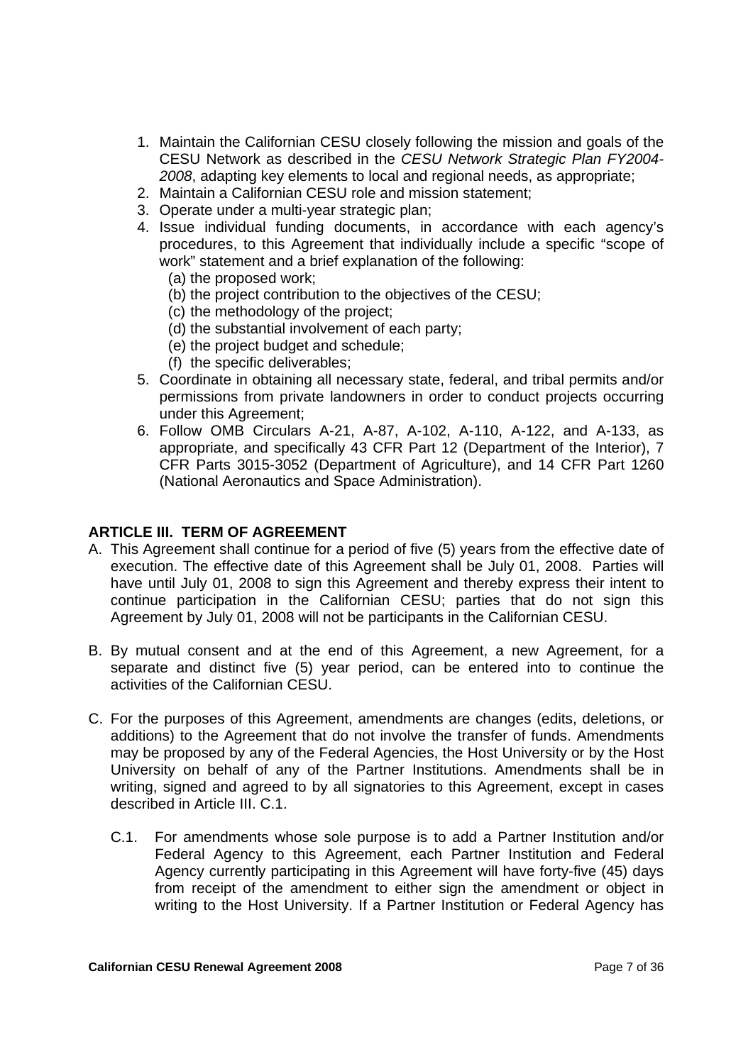1. Maintain the Californian CESU closely following the mission and goals of the CESU Network as described in the *CESU Network Strategic Plan FY2004-2008*, adapting key elements to local and regional needs, as appropriate;
2. Maintain a Californian CESU role and mission statement;
3. Operate under a multi-year strategic plan;
4. Issue individual funding documents, in accordance with each agency's procedures, to this Agreement that individually include a specific "scope of work" statement and a brief explanation of the following:
   (a) the proposed work;
   (b) the project contribution to the objectives of the CESU;
   (c) the methodology of the project;
   (d) the substantial involvement of each party;
   (e) the project budget and schedule;
   (f) the specific deliverables;
5. Coordinate in obtaining all necessary state, federal, and tribal permits and/or permissions from private landowners in order to conduct projects occurring under this Agreement;
6. Follow OMB Circulars A-21, A-87, A-102, A-110, A-122, and A-133, as appropriate, and specifically 43 CFR Part 12 (Department of the Interior), 7 CFR Parts 3015-3052 (Department of Agriculture), and 14 CFR Part 1260 (National Aeronautics and Space Administration).

## ARTICLE III. TERM OF AGREEMENT

A. This Agreement shall continue for a period of five (5) years from the effective date of execution. The effective date of this Agreement shall be July 01, 2008. Parties will have until July 01, 2008 to sign this Agreement and thereby express their intent to continue participation in the Californian CESU; parties that do not sign this Agreement by July 01, 2008 will not be participants in the Californian CESU.

B. By mutual consent and at the end of this Agreement, a new Agreement, for a separate and distinct five (5) year period, can be entered into to continue the activities of the Californian CESU.

C. For the purposes of this Agreement, amendments are changes (edits, deletions, or additions) to the Agreement that do not involve the transfer of funds. Amendments may be proposed by any of the Federal Agencies, the Host University or by the Host University on behalf of any of the Partner Institutions. Amendments shall be in writing, signed and agreed to by all signatories to this Agreement, except in cases described in Article III. C.1.

   C.1. For amendments whose sole purpose is to add a Partner Institution and/or Federal Agency to this Agreement, each Partner Institution and Federal Agency currently participating in this Agreement will have forty-five (45) days from receipt of the amendment to either sign the amendment or object in writing to the Host University. If a Partner Institution or Federal Agency has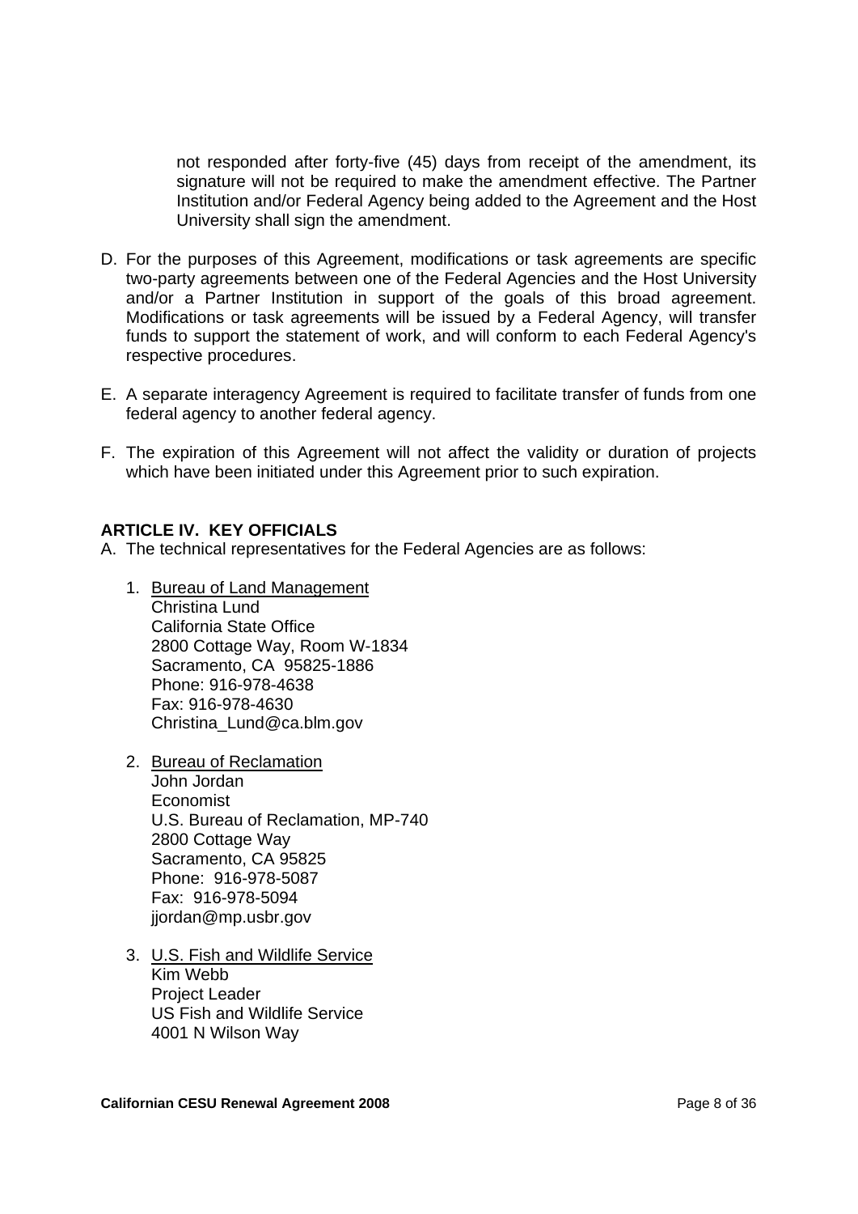not responded after forty-five (45) days from receipt of the amendment, its signature will not be required to make the amendment effective. The Partner Institution and/or Federal Agency being added to the Agreement and the Host University shall sign the amendment.

D. For the purposes of this Agreement, modifications or task agreements are specific two-party agreements between one of the Federal Agencies and the Host University and/or a Partner Institution in support of the goals of this broad agreement. Modifications or task agreements will be issued by a Federal Agency, will transfer funds to support the statement of work, and will conform to each Federal Agency's respective procedures.

E. A separate interagency Agreement is required to facilitate transfer of funds from one federal agency to another federal agency.

F. The expiration of this Agreement will not affect the validity or duration of projects which have been initiated under this Agreement prior to such expiration.

**ARTICLE IV. KEY OFFICIALS**

A. The technical representatives for the Federal Agencies are as follows:

1. Bureau of Land Management
   Christina Lund
   California State Office
   2800 Cottage Way, Room W-1834
   Sacramento, CA 95825-1886
   Phone: 916-978-4638
   Fax: 916-978-4630
   Christina_Lund@ca.blm.gov

2. Bureau of Reclamation
   John Jordan
   Economist
   U.S. Bureau of Reclamation, MP-740
   2800 Cottage Way
   Sacramento, CA 95825
   Phone: 916-978-5087
   Fax: 916-978-5094
   jjordan@mp.usbr.gov

3. U.S. Fish and Wildlife Service
   Kim Webb
   Project Leader
   US Fish and Wildlife Service
   4001 N Wilson Way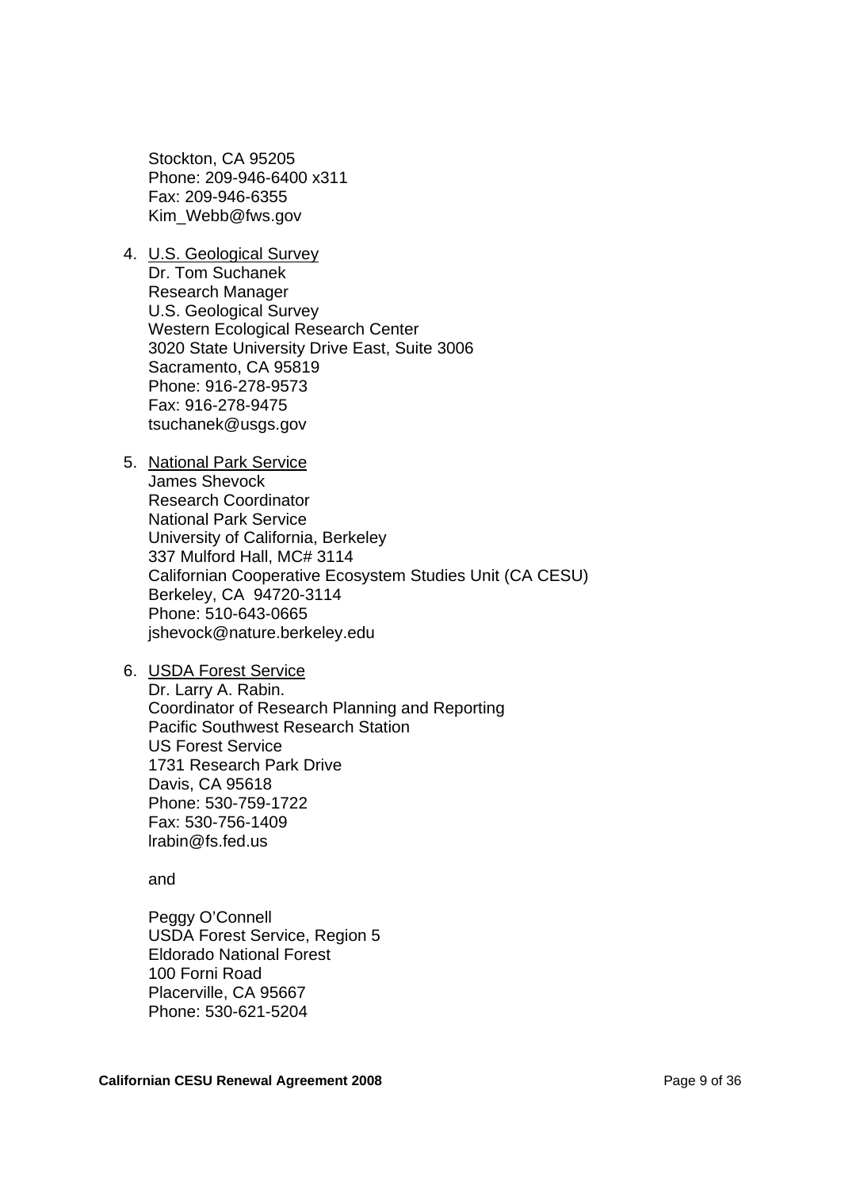Stockton, CA 95205  
Phone: 209-946-6400 x311  
Fax: 209-946-6355  
Kim_Webb@fws.gov

4. <u>U.S. Geological Survey</u>  
   Dr. Tom Suchanek  
   Research Manager  
   U.S. Geological Survey  
   Western Ecological Research Center  
   3020 State University Drive East, Suite 3006  
   Sacramento, CA 95819  
   Phone: 916-278-9573  
   Fax: 916-278-9475  
   tsuchanek@usgs.gov

5. <u>National Park Service</u>  
   James Shevock  
   Research Coordinator  
   National Park Service  
   University of California, Berkeley  
   337 Mulford Hall, MC# 3114  
   Californian Cooperative Ecosystem Studies Unit (CA CESU)  
   Berkeley, CA 94720-3114  
   Phone: 510-643-0665  
   jshevock@nature.berkeley.edu

6. <u>USDA Forest Service</u>  
   Dr. Larry A. Rabin.  
   Coordinator of Research Planning and Reporting  
   Pacific Southwest Research Station  
   US Forest Service  
   1731 Research Park Drive  
   Davis, CA 95618  
   Phone: 530-759-1722  
   Fax: 530-756-1409  
   lrabin@fs.fed.us

   and

   Peggy O'Connell  
   USDA Forest Service, Region 5  
   Eldorado National Forest  
   100 Forni Road  
   Placerville, CA 95667  
   Phone: 530-621-5204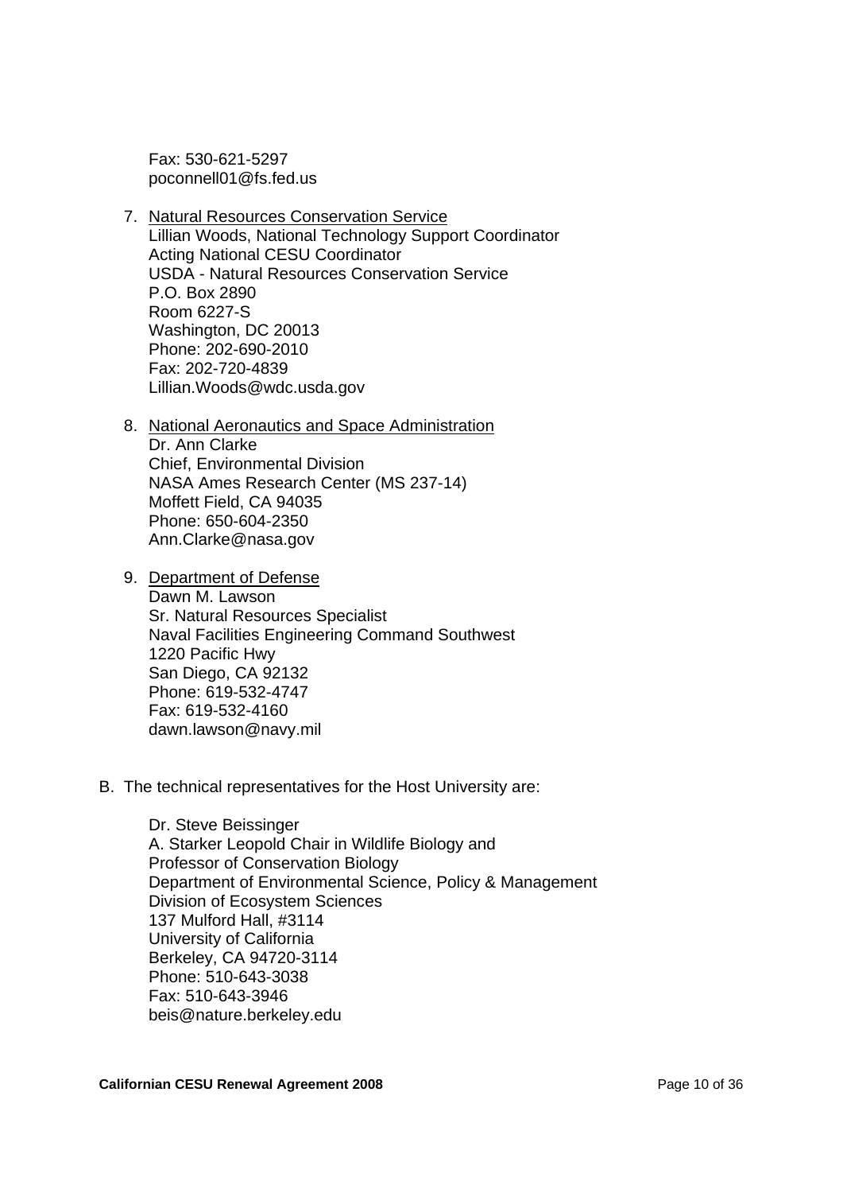Fax: 530-621-5297
poconnell01@fs.fed.us

7. Natural Resources Conservation Service
   Lillian Woods, National Technology Support Coordinator
   Acting National CESU Coordinator
   USDA - Natural Resources Conservation Service
   P.O. Box 2890
   Room 6227-S
   Washington, DC 20013
   Phone: 202-690-2010
   Fax: 202-720-4839
   Lillian.Woods@wdc.usda.gov

8. National Aeronautics and Space Administration
   Dr. Ann Clarke
   Chief, Environmental Division
   NASA Ames Research Center (MS 237-14)
   Moffett Field, CA 94035
   Phone: 650-604-2350
   Ann.Clarke@nasa.gov

9. Department of Defense
   Dawn M. Lawson
   Sr. Natural Resources Specialist
   Naval Facilities Engineering Command Southwest
   1220 Pacific Hwy
   San Diego, CA 92132
   Phone: 619-532-4747
   Fax: 619-532-4160
   dawn.lawson@navy.mil

B. The technical representatives for the Host University are:

   Dr. Steve Beissinger
   A. Starker Leopold Chair in Wildlife Biology and
   Professor of Conservation Biology
   Department of Environmental Science, Policy & Management
   Division of Ecosystem Sciences
   137 Mulford Hall, #3114
   University of California
   Berkeley, CA 94720-3114
   Phone: 510-643-3038
   Fax: 510-643-3946
   beis@nature.berkeley.edu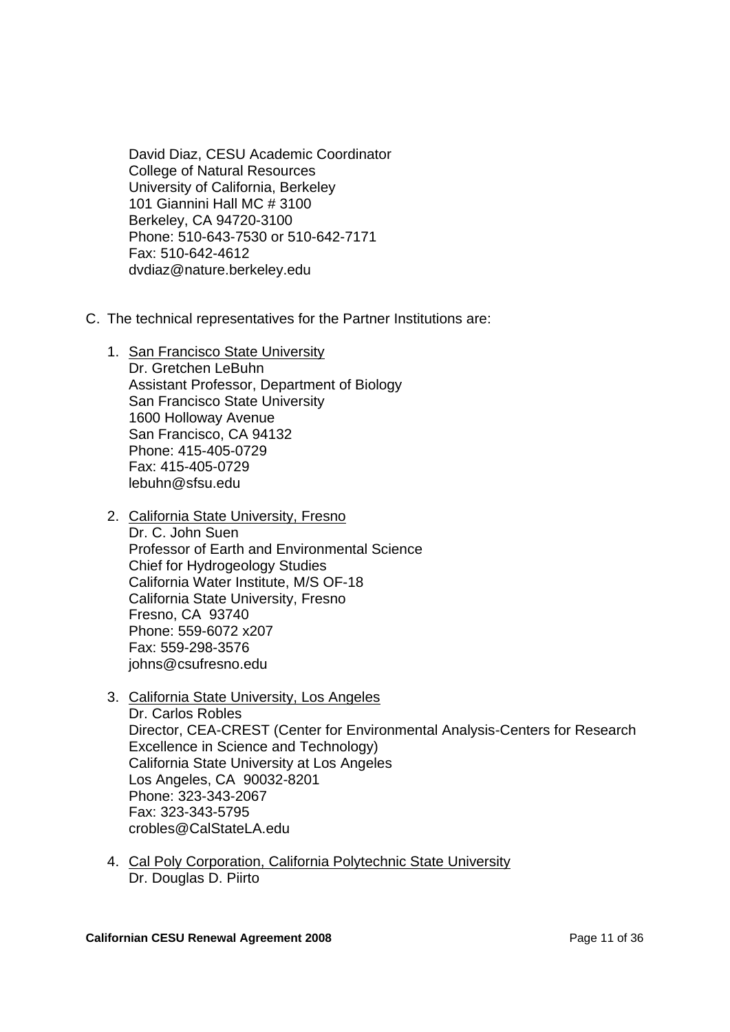David Diaz, CESU Academic Coordinator
College of Natural Resources
University of California, Berkeley
101 Giannini Hall MC # 3100
Berkeley, CA 94720-3100
Phone: 510-643-7530 or 510-642-7171
Fax: 510-642-4612
dvdiaz@nature.berkeley.edu

C. The technical representatives for the Partner Institutions are:

1. San Francisco State University
   Dr. Gretchen LeBuhn
   Assistant Professor, Department of Biology
   San Francisco State University
   1600 Holloway Avenue
   San Francisco, CA 94132
   Phone: 415-405-0729
   Fax: 415-405-0729
   lebuhn@sfsu.edu

2. California State University, Fresno
   Dr. C. John Suen
   Professor of Earth and Environmental Science
   Chief for Hydrogeology Studies
   California Water Institute, M/S OF-18
   California State University, Fresno
   Fresno, CA 93740
   Phone: 559-6072 x207
   Fax: 559-298-3576
   johns@csufresno.edu

3. California State University, Los Angeles
   Dr. Carlos Robles
   Director, CEA-CREST (Center for Environmental Analysis-Centers for Research Excellence in Science and Technology)
   California State University at Los Angeles
   Los Angeles, CA 90032-8201
   Phone: 323-343-2067
   Fax: 323-343-5795
   crobles@CalStateLA.edu

4. Cal Poly Corporation, California Polytechnic State University
   Dr. Douglas D. Piirto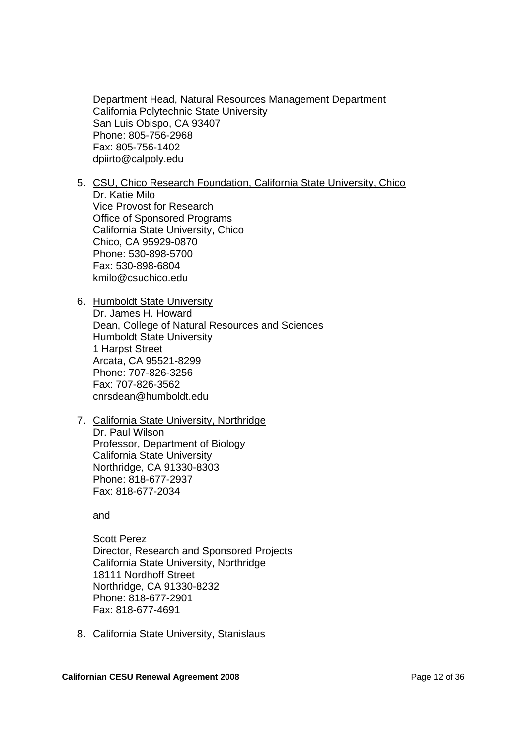Department Head, Natural Resources Management Department
California Polytechnic State University
San Luis Obispo, CA 93407
Phone: 805-756-2968
Fax: 805-756-1402
dpiirto@calpoly.edu

5. CSU, Chico Research Foundation, California State University, Chico
   Dr. Katie Milo
   Vice Provost for Research
   Office of Sponsored Programs
   California State University, Chico
   Chico, CA 95929-0870
   Phone: 530-898-5700
   Fax: 530-898-6804
   kmilo@csuchico.edu

6. Humboldt State University
   Dr. James H. Howard
   Dean, College of Natural Resources and Sciences
   Humboldt State University
   1 Harpst Street
   Arcata, CA 95521-8299
   Phone: 707-826-3256
   Fax: 707-826-3562
   cnrsdean@humboldt.edu

7. California State University, Northridge
   Dr. Paul Wilson
   Professor, Department of Biology
   California State University
   Northridge, CA 91330-8303
   Phone: 818-677-2937
   Fax: 818-677-2034

   and

   Scott Perez
   Director, Research and Sponsored Projects
   California State University, Northridge
   18111 Nordhoff Street
   Northridge, CA 91330-8232
   Phone: 818-677-2901
   Fax: 818-677-4691

8. California State University, Stanislaus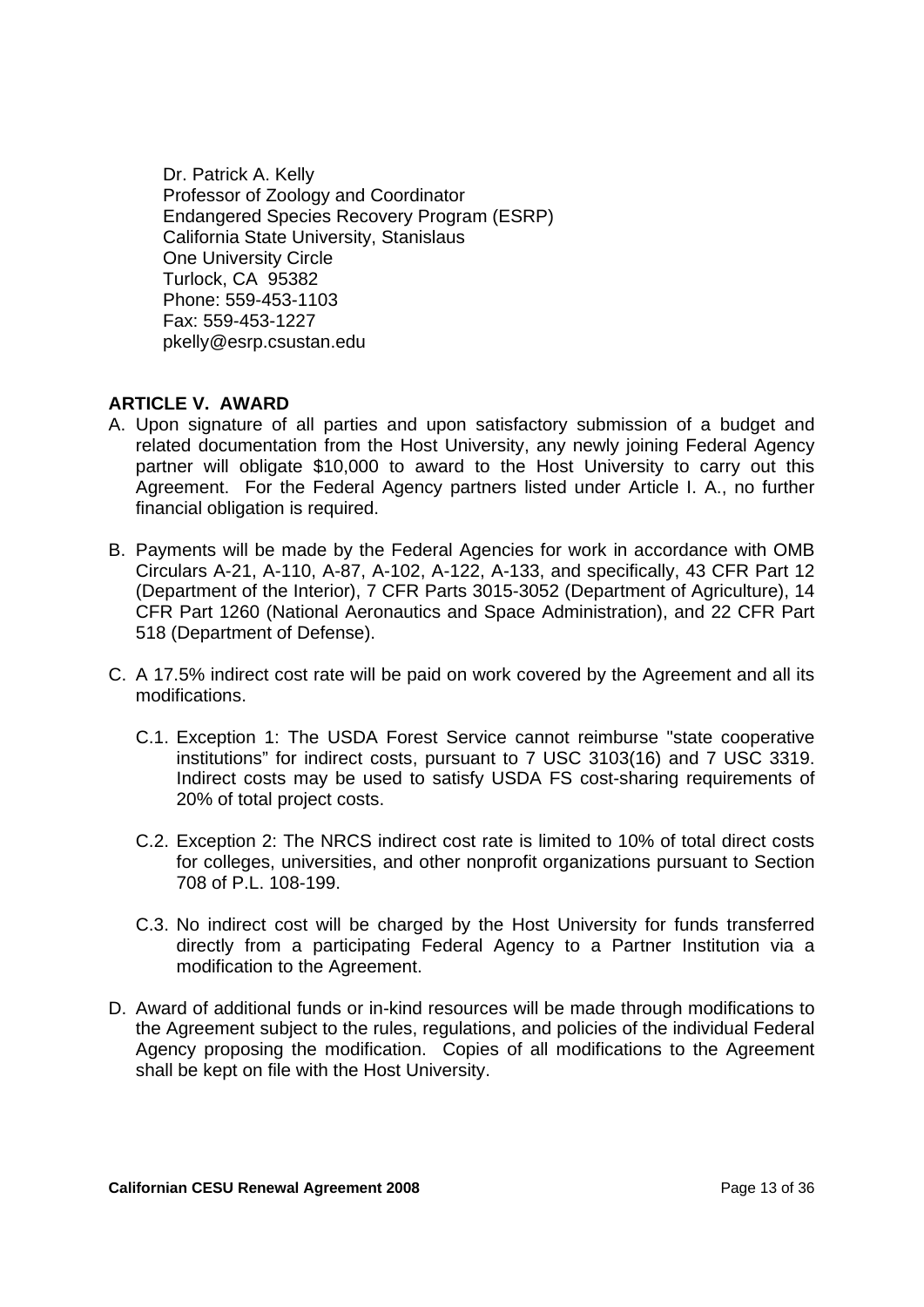Dr. Patrick A. Kelly
Professor of Zoology and Coordinator
Endangered Species Recovery Program (ESRP)
California State University, Stanislaus
One University Circle
Turlock, CA 95382
Phone: 559-453-1103
Fax: 559-453-1227
pkelly@esrp.csustan.edu

**ARTICLE V. AWARD**

A. Upon signature of all parties and upon satisfactory submission of a budget and related documentation from the Host University, any newly joining Federal Agency partner will obligate $10,000 to award to the Host University to carry out this Agreement. For the Federal Agency partners listed under Article I. A., no further financial obligation is required.

B. Payments will be made by the Federal Agencies for work in accordance with OMB Circulars A-21, A-110, A-87, A-102, A-122, A-133, and specifically, 43 CFR Part 12 (Department of the Interior), 7 CFR Parts 3015-3052 (Department of Agriculture), 14 CFR Part 1260 (National Aeronautics and Space Administration), and 22 CFR Part 518 (Department of Defense).

C. A 17.5% indirect cost rate will be paid on work covered by the Agreement and all its modifications.

   C.1. Exception 1: The USDA Forest Service cannot reimburse "state cooperative institutions" for indirect costs, pursuant to 7 USC 3103(16) and 7 USC 3319. Indirect costs may be used to satisfy USDA FS cost-sharing requirements of 20% of total project costs.

   C.2. Exception 2: The NRCS indirect cost rate is limited to 10% of total direct costs for colleges, universities, and other nonprofit organizations pursuant to Section 708 of P.L. 108-199.

   C.3. No indirect cost will be charged by the Host University for funds transferred directly from a participating Federal Agency to a Partner Institution via a modification to the Agreement.

D. Award of additional funds or in-kind resources will be made through modifications to the Agreement subject to the rules, regulations, and policies of the individual Federal Agency proposing the modification. Copies of all modifications to the Agreement shall be kept on file with the Host University.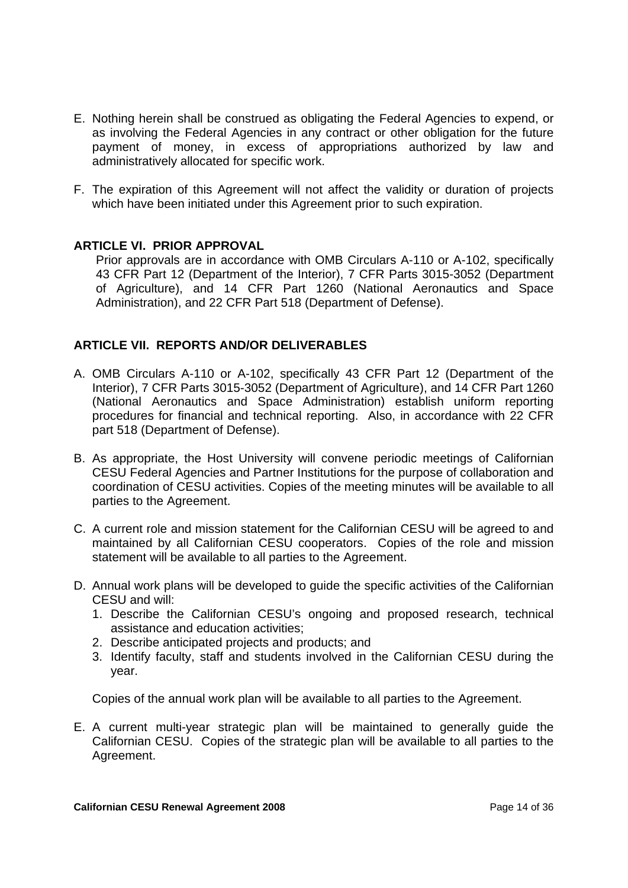E. Nothing herein shall be construed as obligating the Federal Agencies to expend, or as involving the Federal Agencies in any contract or other obligation for the future payment of money, in excess of appropriations authorized by law and administratively allocated for specific work.

F. The expiration of this Agreement will not affect the validity or duration of projects which have been initiated under this Agreement prior to such expiration.

**ARTICLE VI. PRIOR APPROVAL**

Prior approvals are in accordance with OMB Circulars A-110 or A-102, specifically 43 CFR Part 12 (Department of the Interior), 7 CFR Parts 3015-3052 (Department of Agriculture), and 14 CFR Part 1260 (National Aeronautics and Space Administration), and 22 CFR Part 518 (Department of Defense).

**ARTICLE VII. REPORTS AND/OR DELIVERABLES**

A. OMB Circulars A-110 or A-102, specifically 43 CFR Part 12 (Department of the Interior), 7 CFR Parts 3015-3052 (Department of Agriculture), and 14 CFR Part 1260 (National Aeronautics and Space Administration) establish uniform reporting procedures for financial and technical reporting. Also, in accordance with 22 CFR part 518 (Department of Defense).

B. As appropriate, the Host University will convene periodic meetings of Californian CESU Federal Agencies and Partner Institutions for the purpose of collaboration and coordination of CESU activities. Copies of the meeting minutes will be available to all parties to the Agreement.

C. A current role and mission statement for the Californian CESU will be agreed to and maintained by all Californian CESU cooperators. Copies of the role and mission statement will be available to all parties to the Agreement.

D. Annual work plans will be developed to guide the specific activities of the Californian CESU and will:
   1. Describe the Californian CESU's ongoing and proposed research, technical assistance and education activities;
   2. Describe anticipated projects and products; and
   3. Identify faculty, staff and students involved in the Californian CESU during the year.

   Copies of the annual work plan will be available to all parties to the Agreement.

E. A current multi-year strategic plan will be maintained to generally guide the Californian CESU. Copies of the strategic plan will be available to all parties to the Agreement.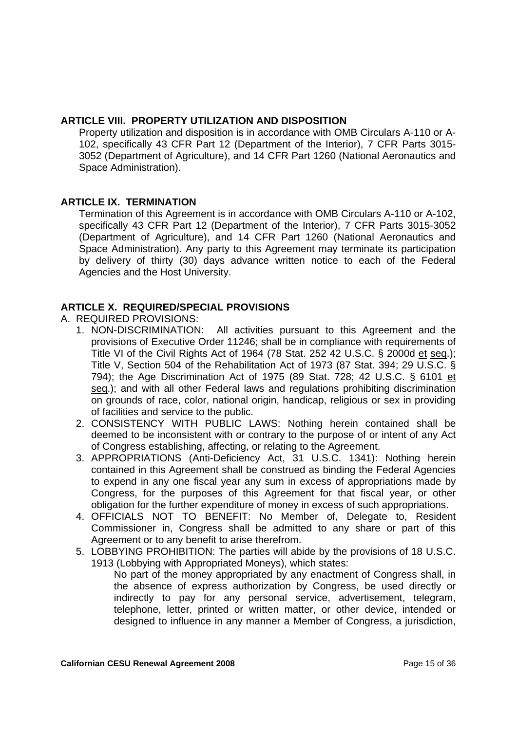## ARTICLE VIII. PROPERTY UTILIZATION AND DISPOSITION

Property utilization and disposition is in accordance with OMB Circulars A-110 or A-102, specifically 43 CFR Part 12 (Department of the Interior), 7 CFR Parts 3015-3052 (Department of Agriculture), and 14 CFR Part 1260 (National Aeronautics and Space Administration).

## ARTICLE IX. TERMINATION

Termination of this Agreement is in accordance with OMB Circulars A-110 or A-102, specifically 43 CFR Part 12 (Department of the Interior), 7 CFR Parts 3015-3052 (Department of Agriculture), and 14 CFR Part 1260 (National Aeronautics and Space Administration). Any party to this Agreement may terminate its participation by delivery of thirty (30) days advance written notice to each of the Federal Agencies and the Host University.

## ARTICLE X. REQUIRED/SPECIAL PROVISIONS

A. REQUIRED PROVISIONS:

1. NON-DISCRIMINATION: All activities pursuant to this Agreement and the provisions of Executive Order 11246; shall be in compliance with requirements of Title VI of the Civil Rights Act of 1964 (78 Stat. 252 42 U.S.C. § 2000d et seq.); Title V, Section 504 of the Rehabilitation Act of 1973 (87 Stat. 394; 29 U.S.C. § 794); the Age Discrimination Act of 1975 (89 Stat. 728; 42 U.S.C. § 6101 et seq.); and with all other Federal laws and regulations prohibiting discrimination on grounds of race, color, national origin, handicap, religious or sex in providing of facilities and service to the public.
2. CONSISTENCY WITH PUBLIC LAWS: Nothing herein contained shall be deemed to be inconsistent with or contrary to the purpose of or intent of any Act of Congress establishing, affecting, or relating to the Agreement.
3. APPROPRIATIONS (Anti-Deficiency Act, 31 U.S.C. 1341): Nothing herein contained in this Agreement shall be construed as binding the Federal Agencies to expend in any one fiscal year any sum in excess of appropriations made by Congress, for the purposes of this Agreement for that fiscal year, or other obligation for the further expenditure of money in excess of such appropriations.
4. OFFICIALS NOT TO BENEFIT: No Member of, Delegate to, Resident Commissioner in, Congress shall be admitted to any share or part of this Agreement or to any benefit to arise therefrom.
5. LOBBYING PROHIBITION: The parties will abide by the provisions of 18 U.S.C. 1913 (Lobbying with Appropriated Moneys), which states:

   No part of the money appropriated by any enactment of Congress shall, in the absence of express authorization by Congress, be used directly or indirectly to pay for any personal service, advertisement, telegram, telephone, letter, printed or written matter, or other device, intended or designed to influence in any manner a Member of Congress, a jurisdiction,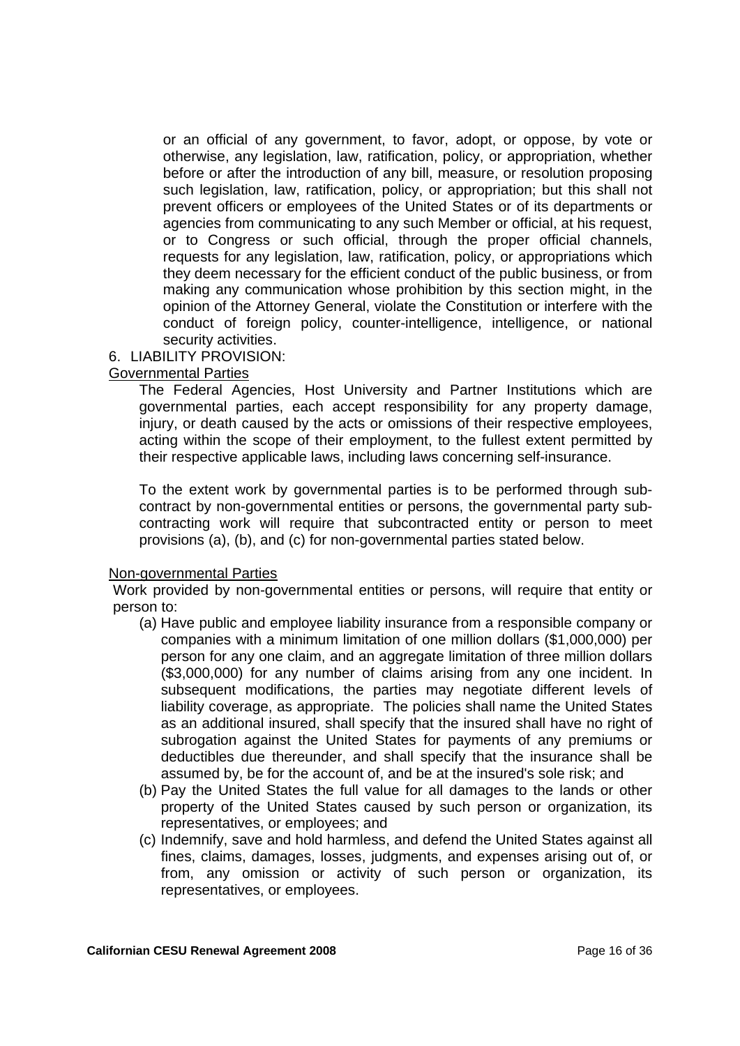or an official of any government, to favor, adopt, or oppose, by vote or otherwise, any legislation, law, ratification, policy, or appropriation, whether before or after the introduction of any bill, measure, or resolution proposing such legislation, law, ratification, policy, or appropriation; but this shall not prevent officers or employees of the United States or of its departments or agencies from communicating to any such Member or official, at his request, or to Congress or such official, through the proper official channels, requests for any legislation, law, ratification, policy, or appropriations which they deem necessary for the efficient conduct of the public business, or from making any communication whose prohibition by this section might, in the opinion of the Attorney General, violate the Constitution or interfere with the conduct of foreign policy, counter-intelligence, intelligence, or national security activities.

6. LIABILITY PROVISION:

<u>Governmental Parties</u>

The Federal Agencies, Host University and Partner Institutions which are governmental parties, each accept responsibility for any property damage, injury, or death caused by the acts or omissions of their respective employees, acting within the scope of their employment, to the fullest extent permitted by their respective applicable laws, including laws concerning self-insurance.

To the extent work by governmental parties is to be performed through subcontract by non-governmental entities or persons, the governmental party subcontracting work will require that subcontracted entity or person to meet provisions (a), (b), and (c) for non-governmental parties stated below.

<u>Non-governmental Parties</u>

Work provided by non-governmental entities or persons, will require that entity or person to:

(a) Have public and employee liability insurance from a responsible company or companies with a minimum limitation of one million dollars ($1,000,000) per person for any one claim, and an aggregate limitation of three million dollars ($3,000,000) for any number of claims arising from any one incident. In subsequent modifications, the parties may negotiate different levels of liability coverage, as appropriate. The policies shall name the United States as an additional insured, shall specify that the insured shall have no right of subrogation against the United States for payments of any premiums or deductibles due thereunder, and shall specify that the insurance shall be assumed by, be for the account of, and be at the insured's sole risk; and

(b) Pay the United States the full value for all damages to the lands or other property of the United States caused by such person or organization, its representatives, or employees; and

(c) Indemnify, save and hold harmless, and defend the United States against all fines, claims, damages, losses, judgments, and expenses arising out of, or from, any omission or activity of such person or organization, its representatives, or employees.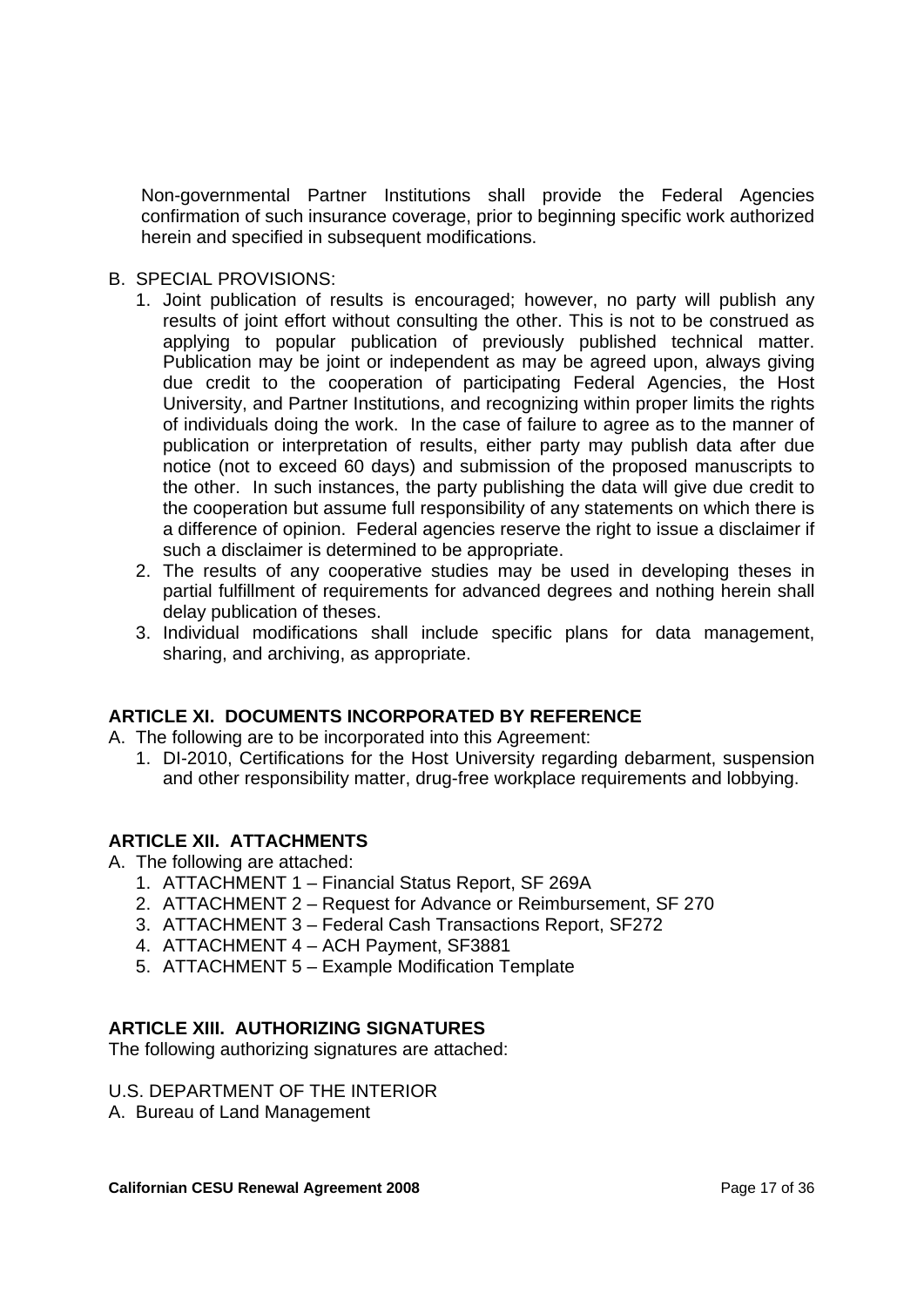Non-governmental Partner Institutions shall provide the Federal Agencies confirmation of such insurance coverage, prior to beginning specific work authorized herein and specified in subsequent modifications.

B. SPECIAL PROVISIONS:

1. Joint publication of results is encouraged; however, no party will publish any results of joint effort without consulting the other. This is not to be construed as applying to popular publication of previously published technical matter. Publication may be joint or independent as may be agreed upon, always giving due credit to the cooperation of participating Federal Agencies, the Host University, and Partner Institutions, and recognizing within proper limits the rights of individuals doing the work. In the case of failure to agree as to the manner of publication or interpretation of results, either party may publish data after due notice (not to exceed 60 days) and submission of the proposed manuscripts to the other. In such instances, the party publishing the data will give due credit to the cooperation but assume full responsibility of any statements on which there is a difference of opinion. Federal agencies reserve the right to issue a disclaimer if such a disclaimer is determined to be appropriate.
2. The results of any cooperative studies may be used in developing theses in partial fulfillment of requirements for advanced degrees and nothing herein shall delay publication of theses.
3. Individual modifications shall include specific plans for data management, sharing, and archiving, as appropriate.

## ARTICLE XI. DOCUMENTS INCORPORATED BY REFERENCE

A. The following are to be incorporated into this Agreement:

1. DI-2010, Certifications for the Host University regarding debarment, suspension and other responsibility matter, drug-free workplace requirements and lobbying.

## ARTICLE XII. ATTACHMENTS

A. The following are attached:

1. ATTACHMENT 1 – Financial Status Report, SF 269A
2. ATTACHMENT 2 – Request for Advance or Reimbursement, SF 270
3. ATTACHMENT 3 – Federal Cash Transactions Report, SF272
4. ATTACHMENT 4 – ACH Payment, SF3881
5. ATTACHMENT 5 – Example Modification Template

## ARTICLE XIII. AUTHORIZING SIGNATURES

The following authorizing signatures are attached:

U.S. DEPARTMENT OF THE INTERIOR

A. Bureau of Land Management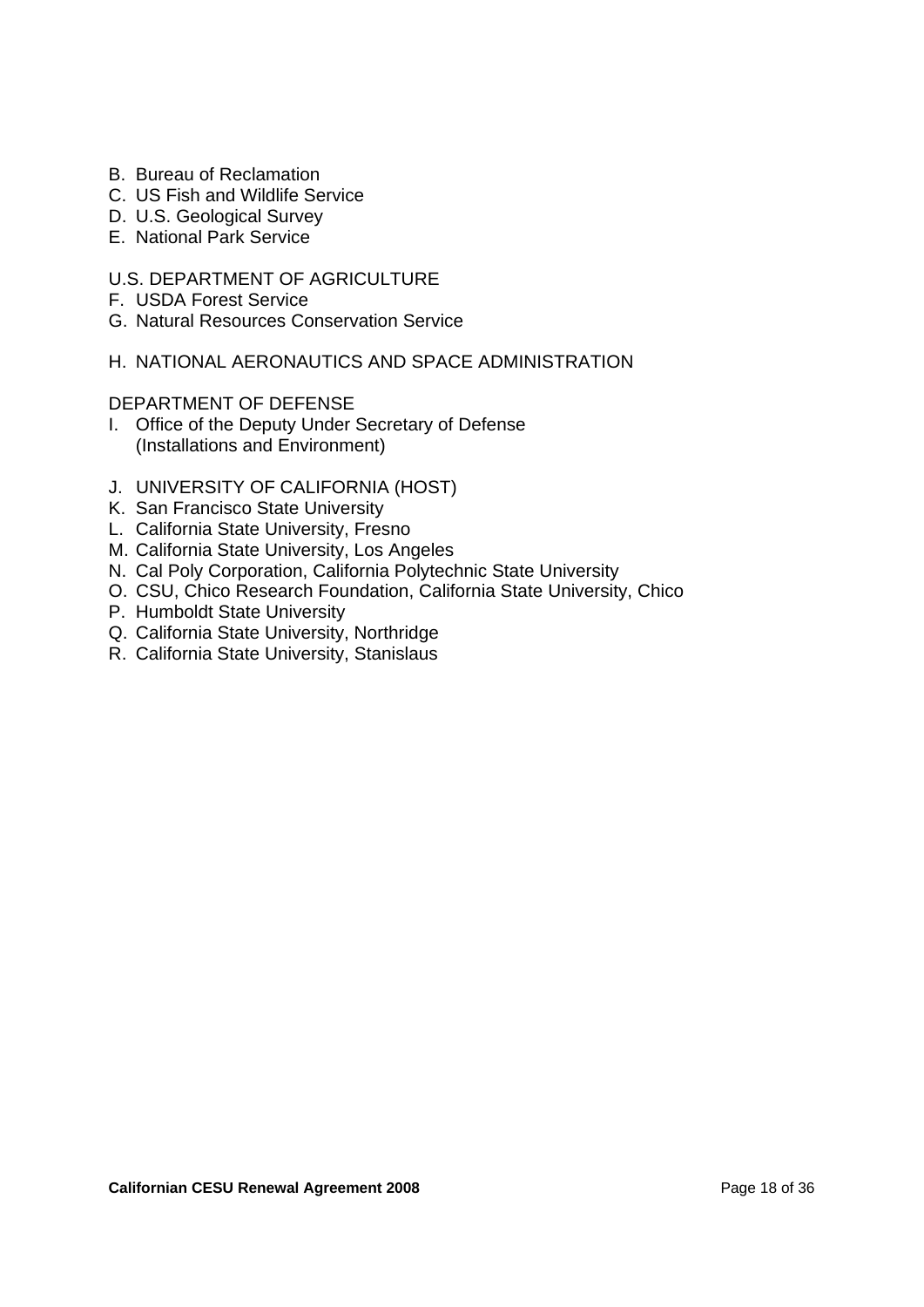B. Bureau of Reclamation
C. US Fish and Wildlife Service
D. U.S. Geological Survey
E. National Park Service

U.S. DEPARTMENT OF AGRICULTURE

F. USDA Forest Service
G. Natural Resources Conservation Service

H. NATIONAL AERONAUTICS AND SPACE ADMINISTRATION

DEPARTMENT OF DEFENSE

I. Office of the Deputy Under Secretary of Defense
   (Installations and Environment)

J. UNIVERSITY OF CALIFORNIA (HOST)
K. San Francisco State University
L. California State University, Fresno
M. California State University, Los Angeles
N. Cal Poly Corporation, California Polytechnic State University
O. CSU, Chico Research Foundation, California State University, Chico
P. Humboldt State University
Q. California State University, Northridge
R. California State University, Stanislaus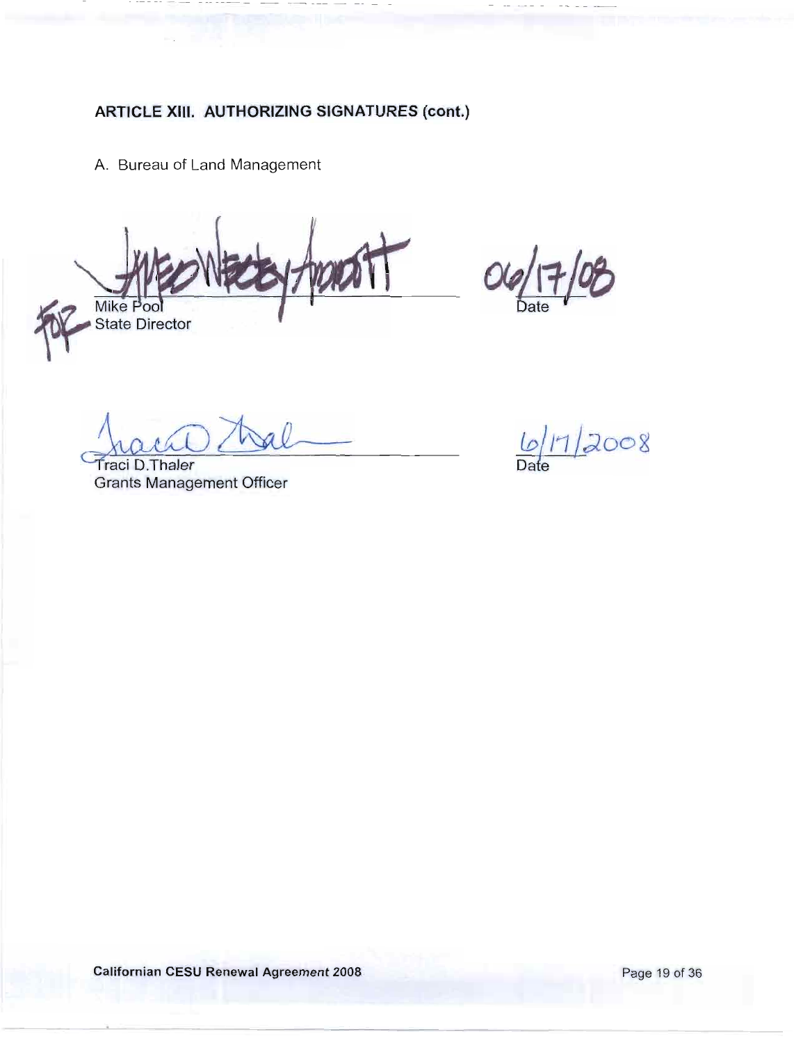### ARTICLE XIII. AUTHORIZING SIGNATURES (cont.)

A. Bureau of Land Management

FOR Mike Pool  
State Director

06/17/08  
Date

Traci D.Thaler  
Grants Management Officer

6/17/2008  
Date

**Californian CESU Renewal Agreement 2008**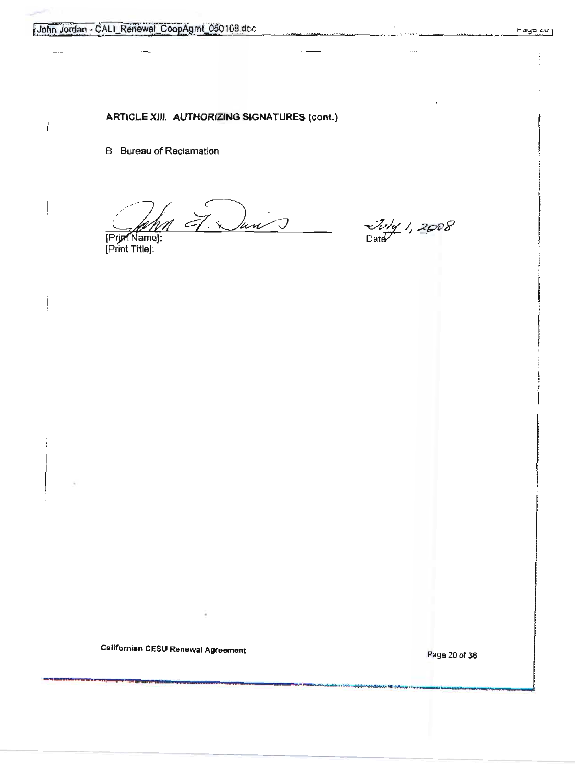**ARTICLE XIII. AUTHORIZING SIGNATURES (cont.)**

B Bureau of Reclamation

[Print Name]: 
[Print Title]:

July 1, 2008
Date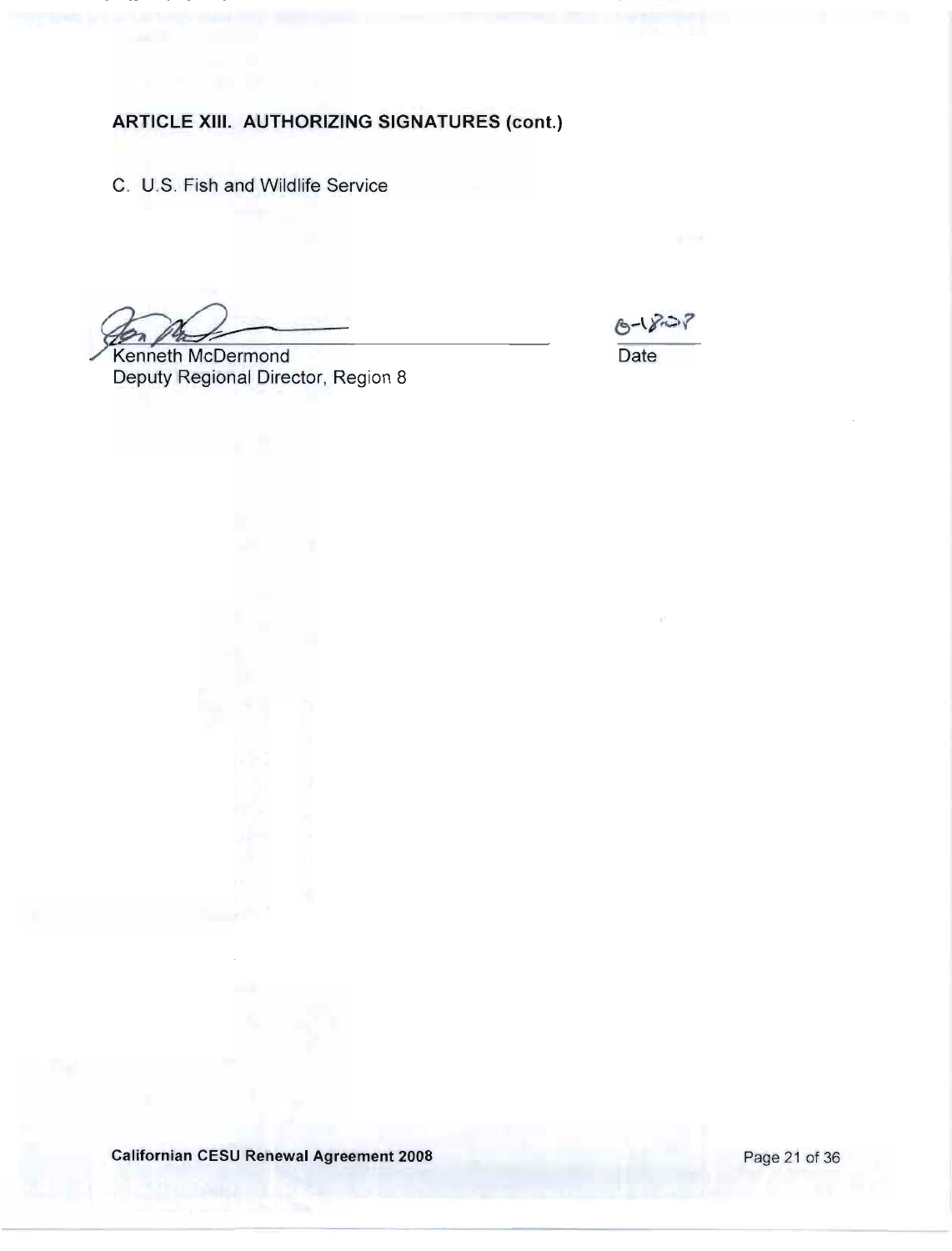**ARTICLE XIII. AUTHORIZING SIGNATURES (cont.)**

C. U.S. Fish and Wildlife Service

Kenneth McDermond
Deputy Regional Director, Region 8

8-18-08
Date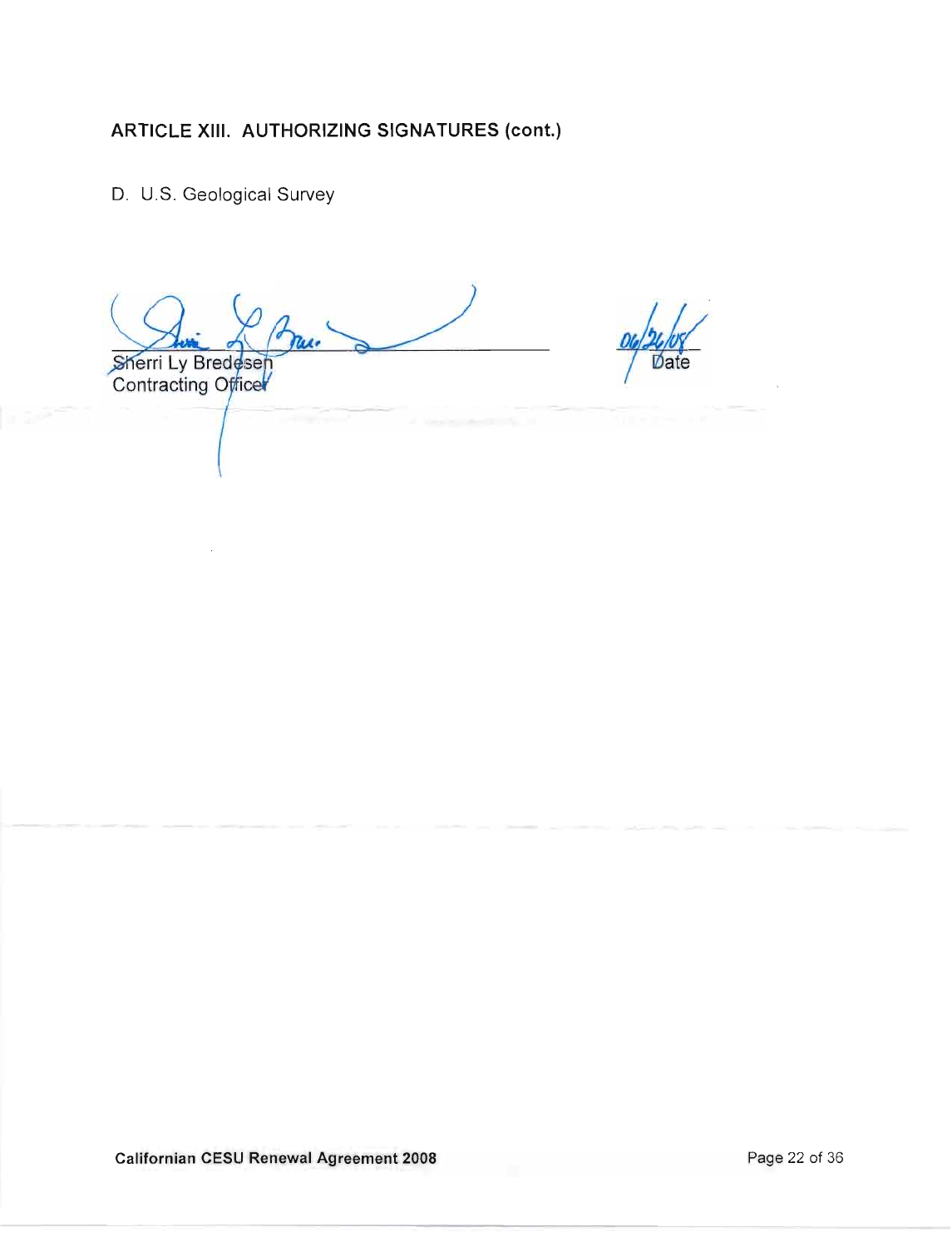**ARTICLE XIII. AUTHORIZING SIGNATURES (cont.)**

D. U.S. Geological Survey

Sherri Ly Bredesen
Contracting Officer

06/26/08
Date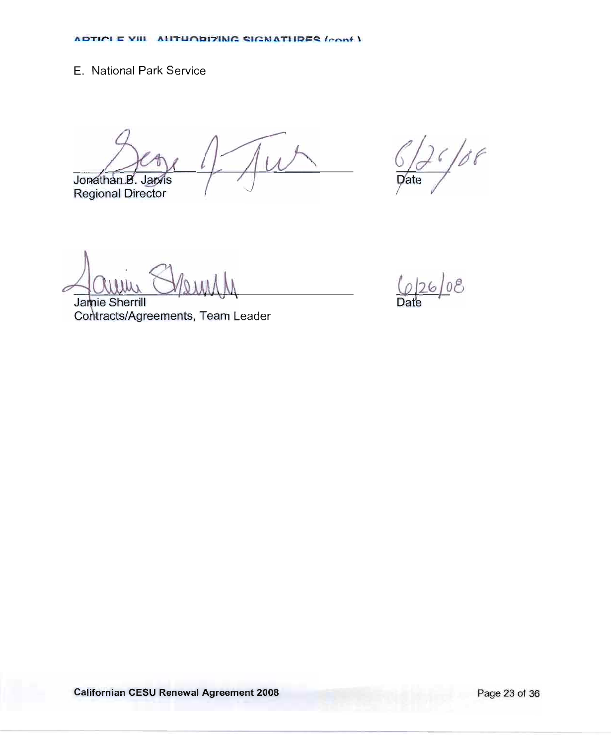ARTICLE XIII. AUTHORIZING SIGNATURES (cont.)

E. National Park Service

Jonathan B. Jarvis
Regional Director

6/26/08
Date

Jamie Sherrill
Contracts/Agreements, Team Leader

6/26/08
Date

Californian CESU Renewal Agreement 2008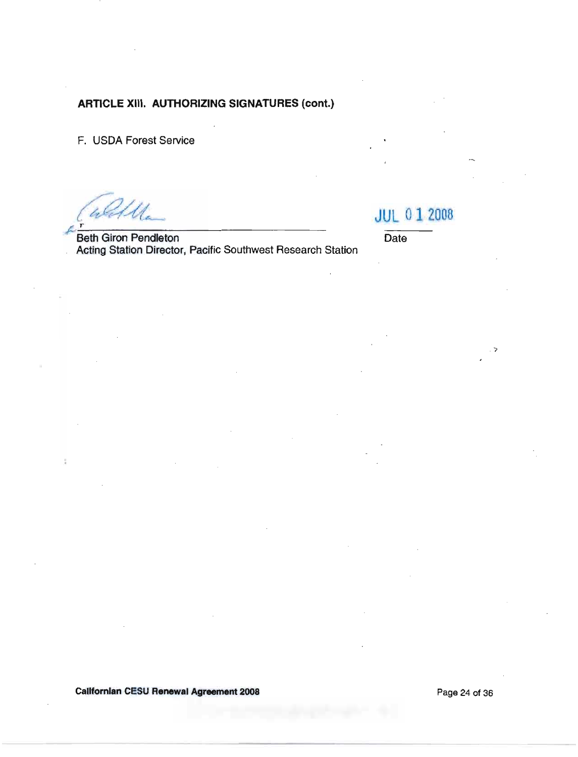**ARTICLE XIII. AUTHORIZING SIGNATURES (cont.)**

F. USDA Forest Service

Beth Giron Pendleton
Acting Station Director, Pacific Southwest Research Station

JUL 01 2008
Date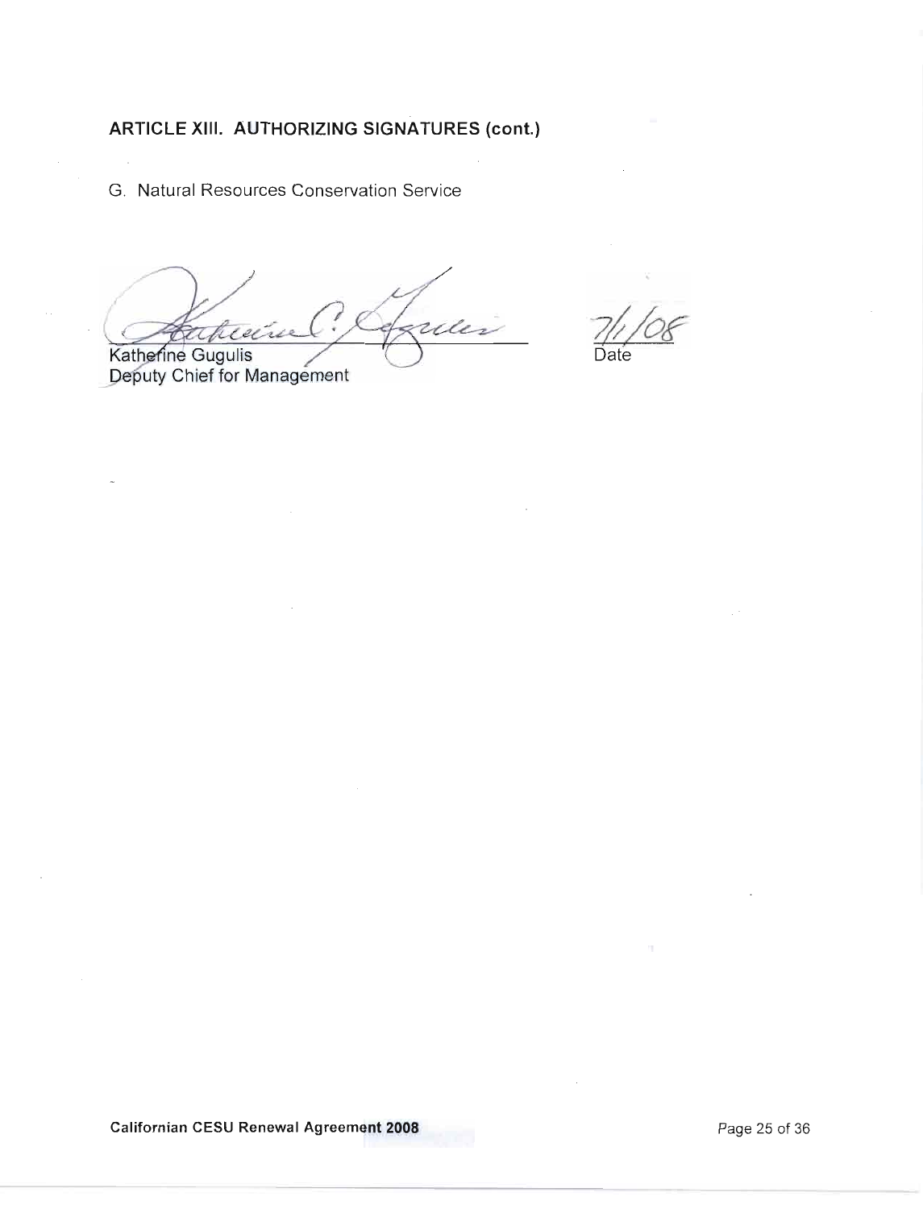## ARTICLE XIII. AUTHORIZING SIGNATURES (cont.)

G. Natural Resources Conservation Service

Katherine Gugulis
Deputy Chief for Management

7/1/08
Date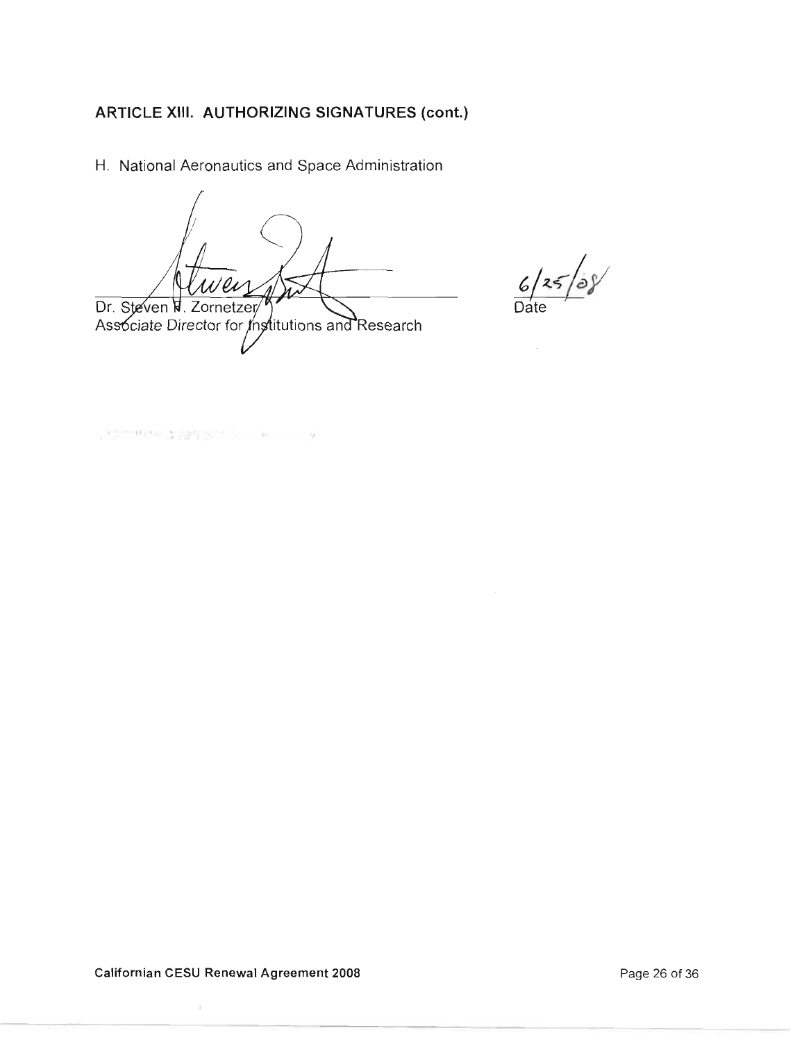## ARTICLE XIII. AUTHORIZING SIGNATURES (cont.)

H. National Aeronautics and Space Administration

Dr. Steven R. Zornetzer
Associate Director for Institutions and Research

6/25/08
Date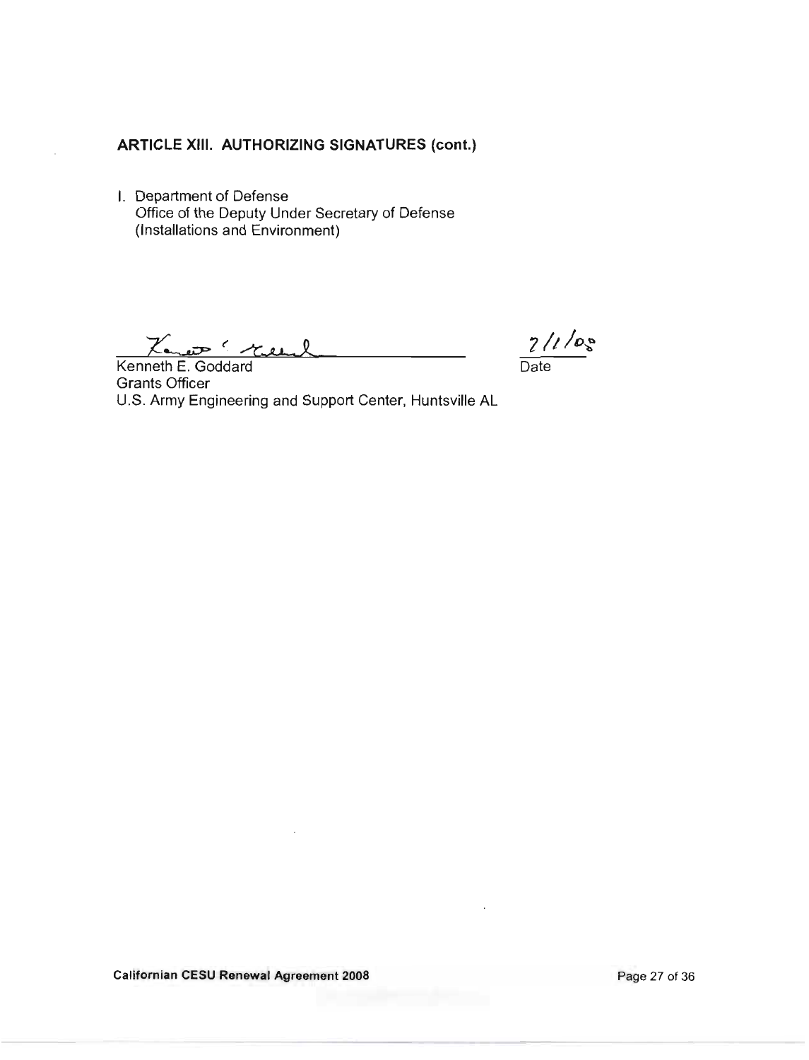## ARTICLE XIII. AUTHORIZING SIGNATURES (cont.)

I. Department of Defense
Office of the Deputy Under Secretary of Defense
(Installations and Environment)

Kenneth E. Goddard
Grants Officer
U.S. Army Engineering and Support Center, Huntsville AL

7/1/08
Date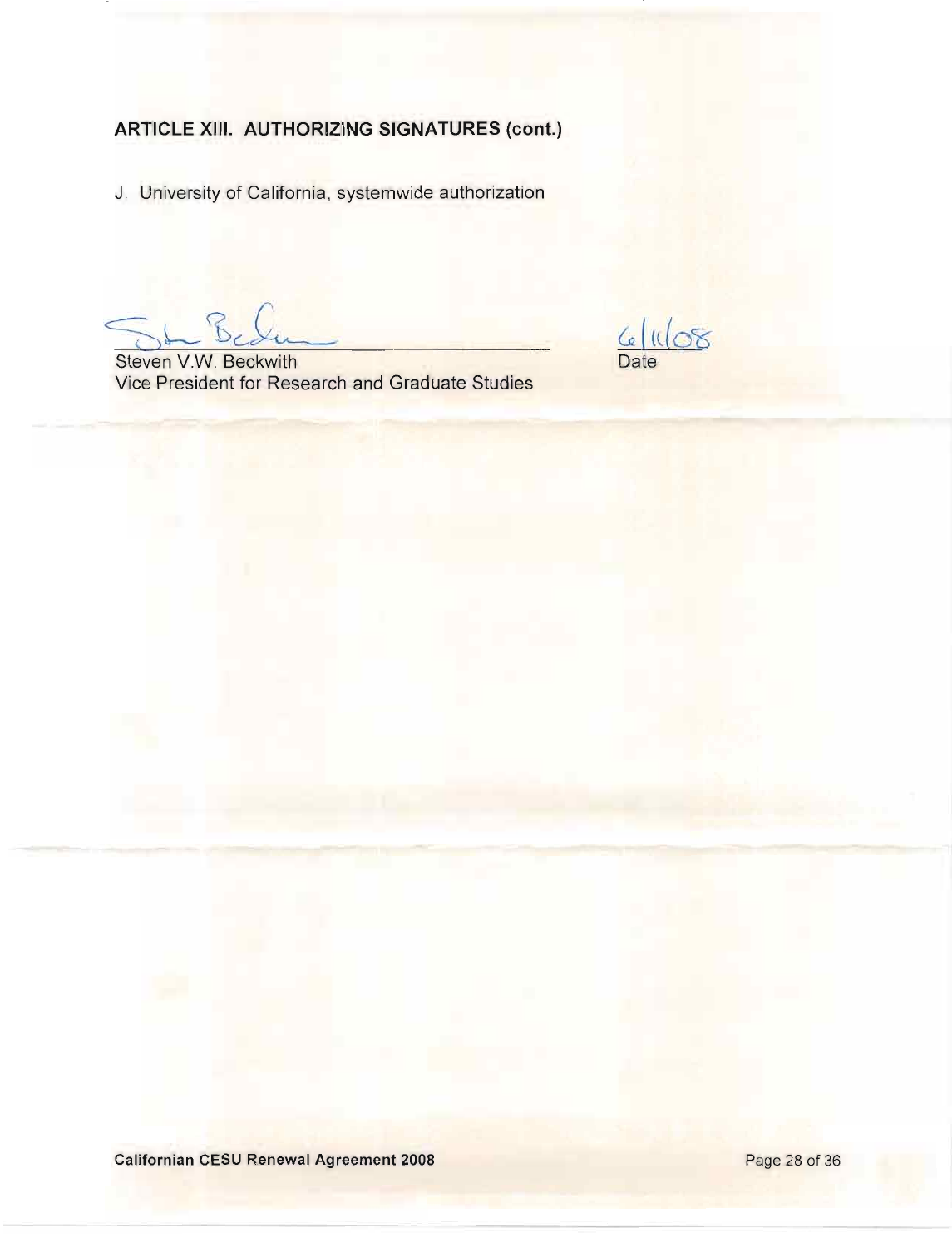## ARTICLE XIII. AUTHORIZING SIGNATURES (cont.)

J. University of California, systemwide authorization

Steven V.W. Beckwith
Vice President for Research and Graduate Studies

6/11/08
Date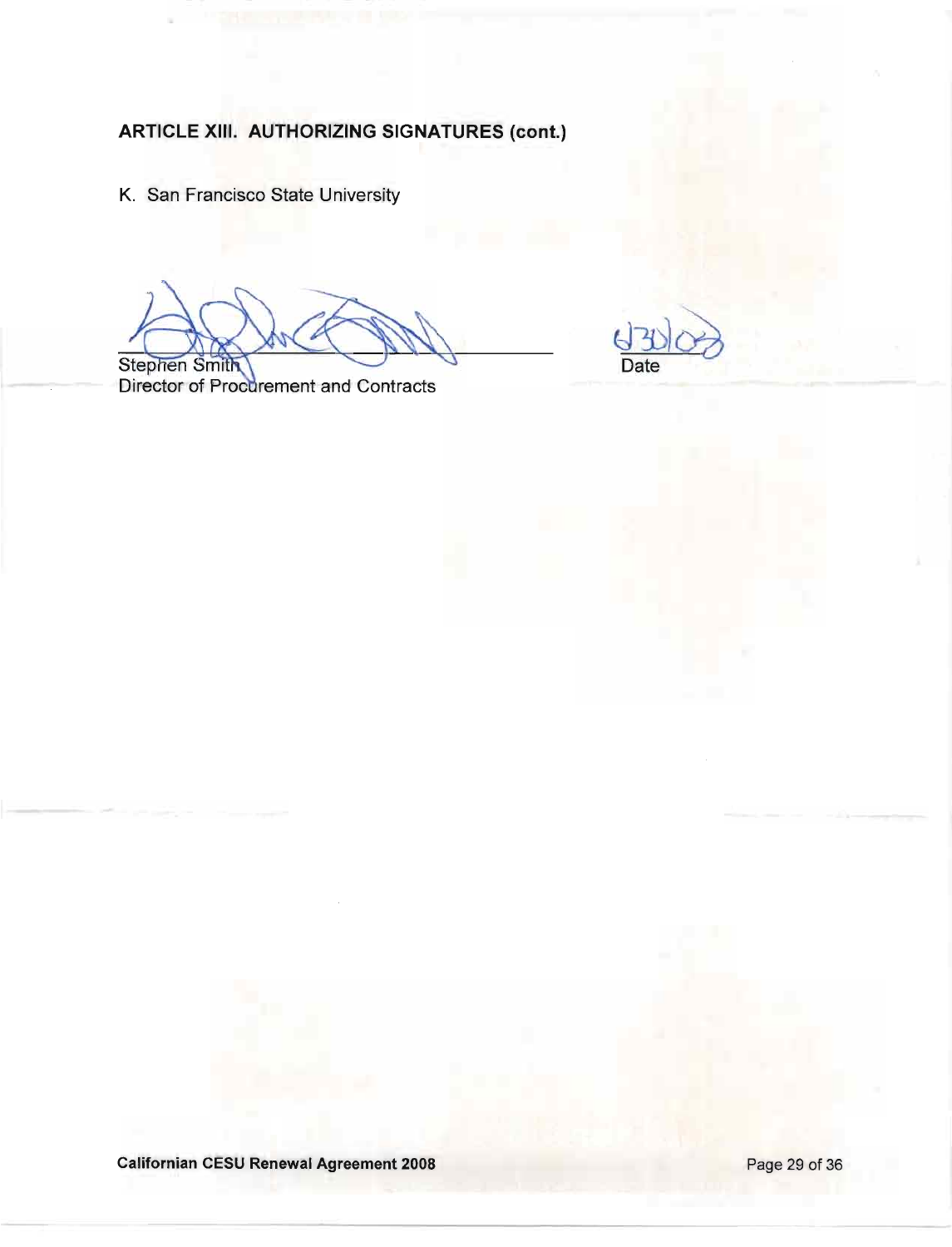**ARTICLE XIII. AUTHORIZING SIGNATURES (cont.)**

K. San Francisco State University

Stephen Smith
Director of Procurement and Contracts

6/30/08
Date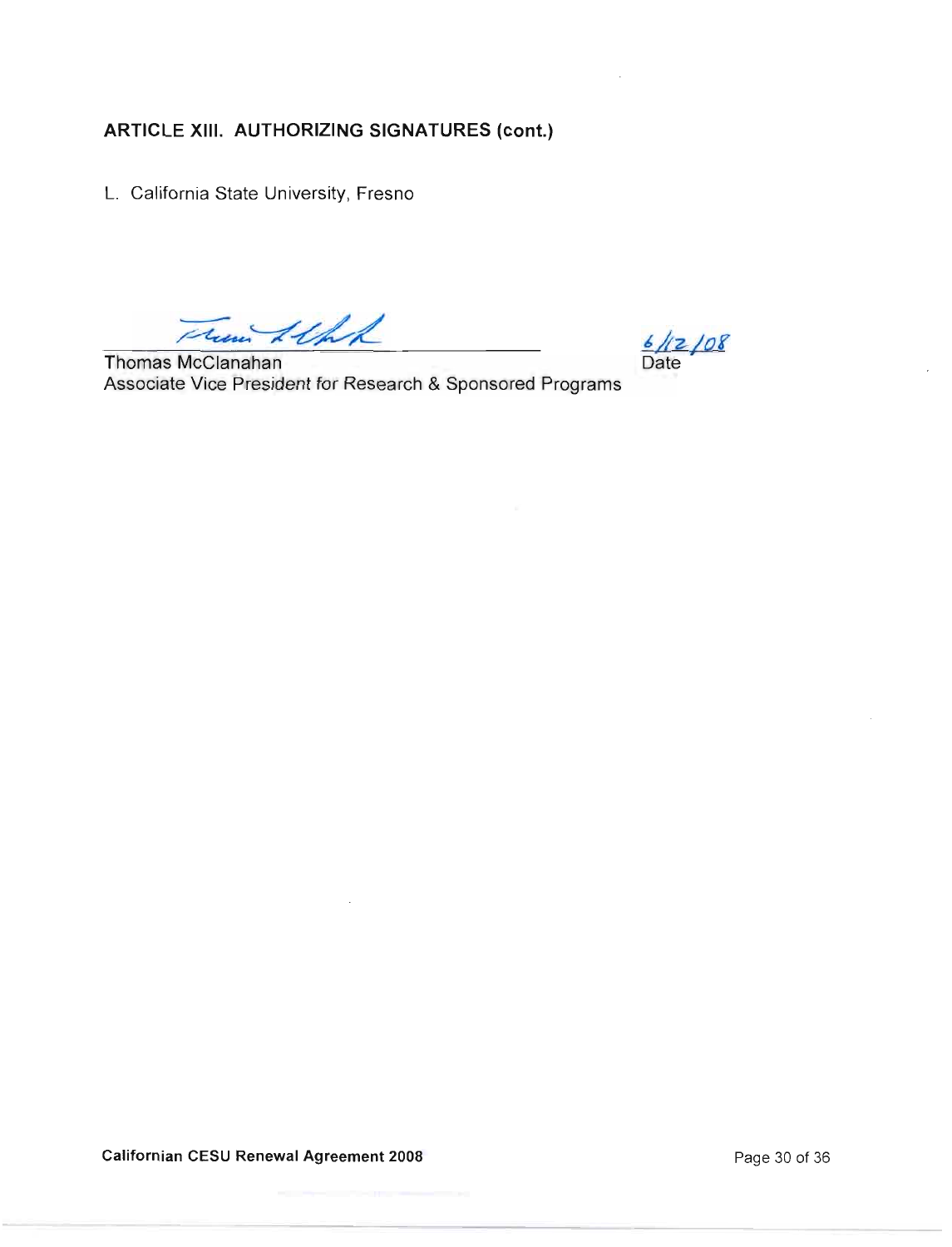**ARTICLE XIII. AUTHORIZING SIGNATURES (cont.)**

L. California State University, Fresno

Thomas McClanahan
Associate Vice President for Research & Sponsored Programs

6/12/08
Date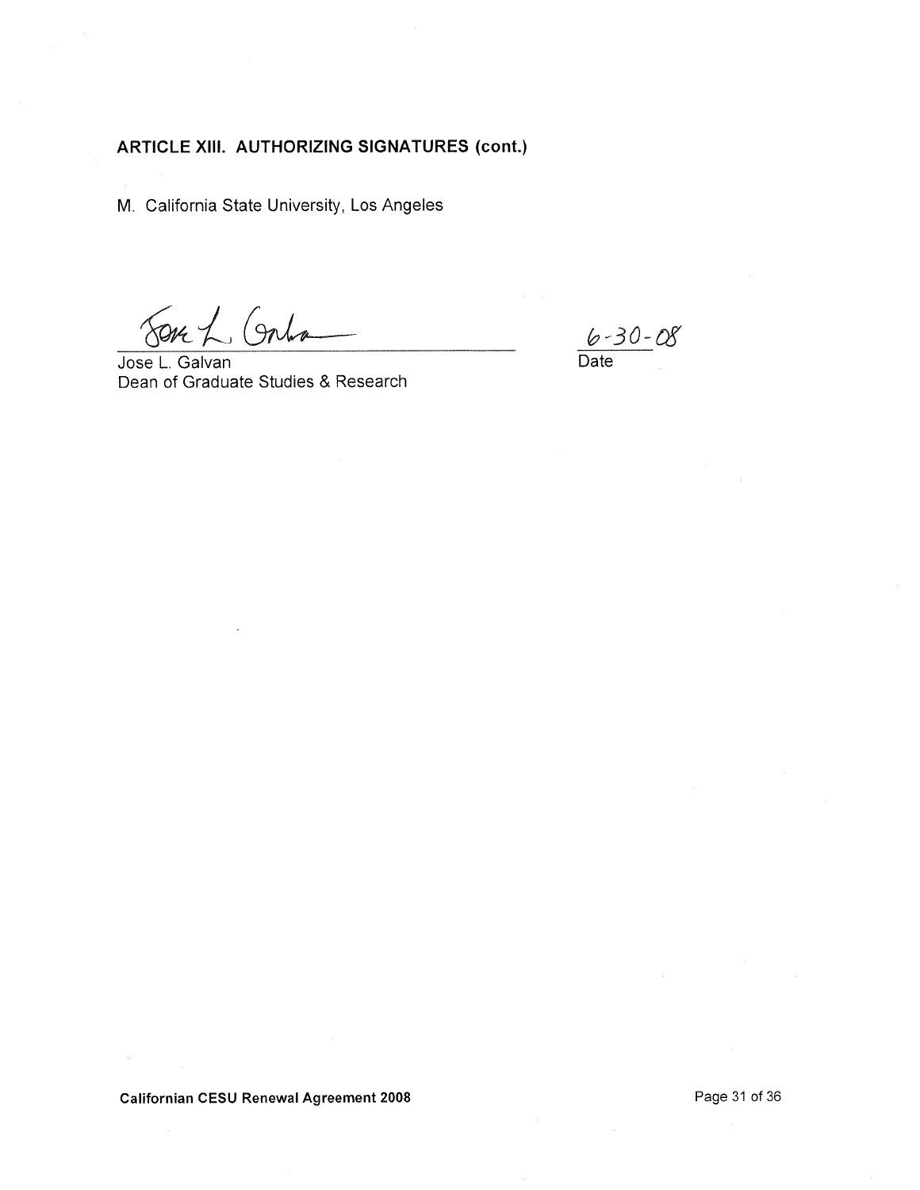## ARTICLE XIII. AUTHORIZING SIGNATURES (cont.)

M. California State University, Los Angeles

Jose L. Galvan
Dean of Graduate Studies & Research

6-30-08
Date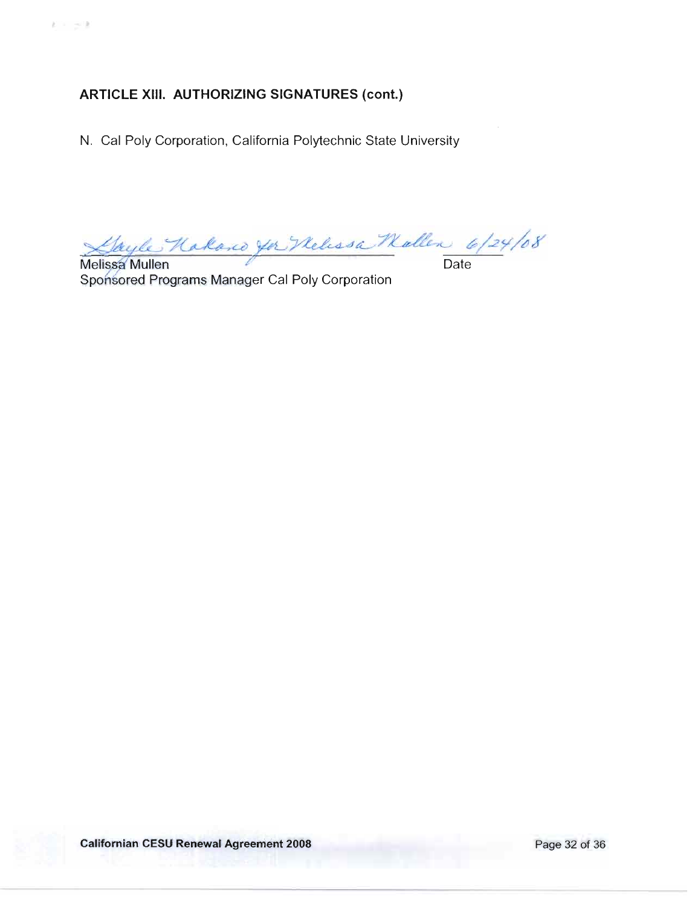**ARTICLE XIII. AUTHORIZING SIGNATURES (cont.)**

N. Cal Poly Corporation, California Polytechnic State University

Gayle Nakano for Melissa Mullen 6/24/08

Melissa Mullen — Date

Sponsored Programs Manager Cal Poly Corporation

**Californian CESU Renewal Agreement 2008**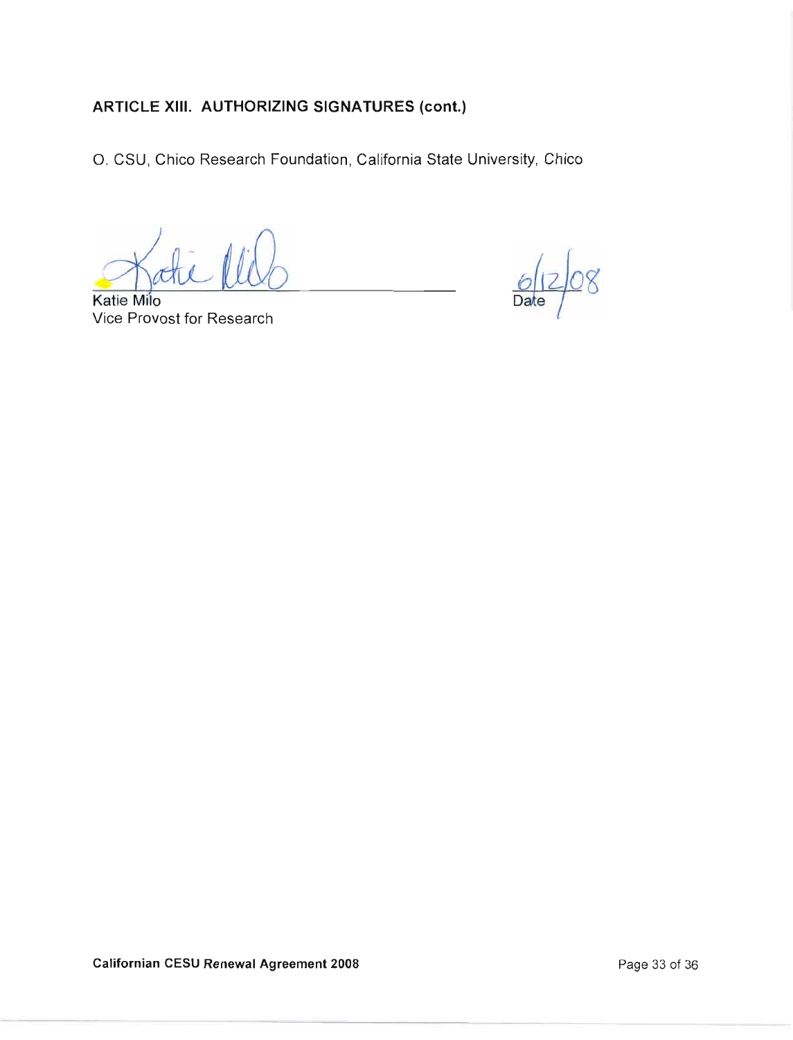**ARTICLE XIII. AUTHORIZING SIGNATURES (cont.)**

O. CSU, Chico Research Foundation, California State University, Chico

Katie Milo
Vice Provost for Research

6/12/08
Date

**Californian CESU Renewal Agreement 2008**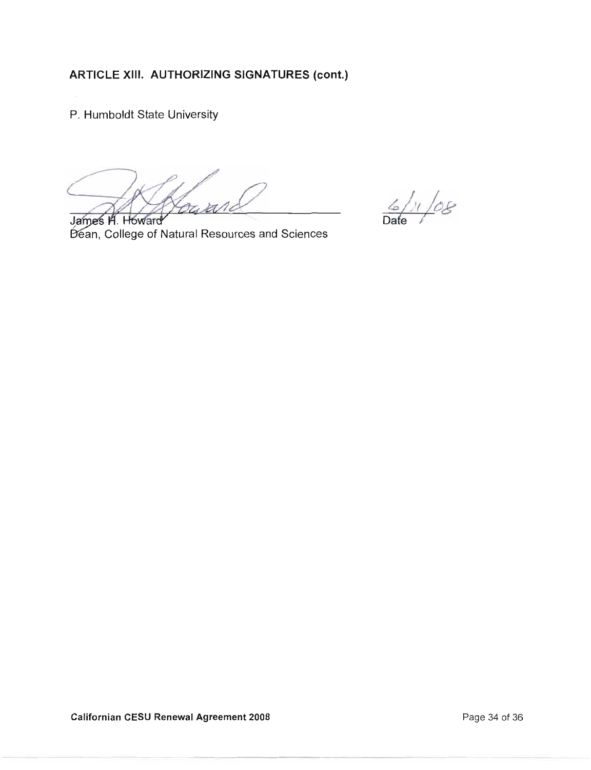## ARTICLE XIII. AUTHORIZING SIGNATURES (cont.)

P. Humboldt State University

James H. Howard
Dean, College of Natural Resources and Sciences

6/11/08
Date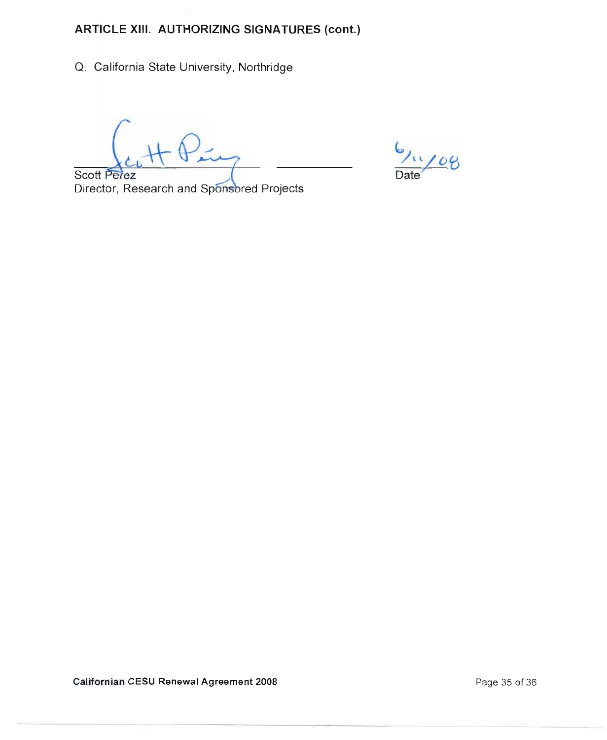**ARTICLE XIII. AUTHORIZING SIGNATURES (cont.)**

Q. California State University, Northridge

Scott Perez
Director, Research and Sponsored Projects

6/11/08
Date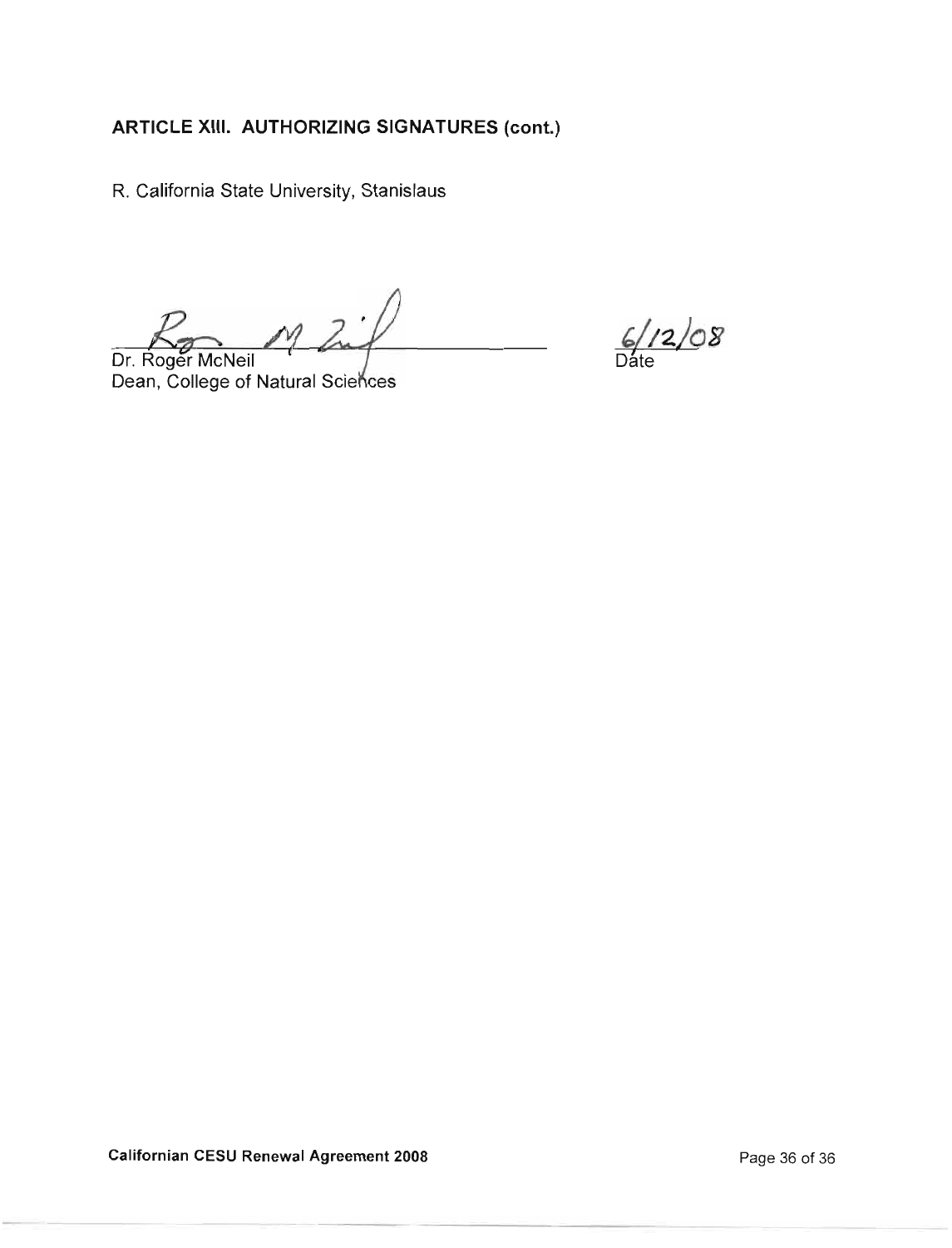**ARTICLE XIII. AUTHORIZING SIGNATURES (cont.)**

R. California State University, Stanislaus

Dr. Roger McNeil
Dean, College of Natural Sciences

6/12/08
Date